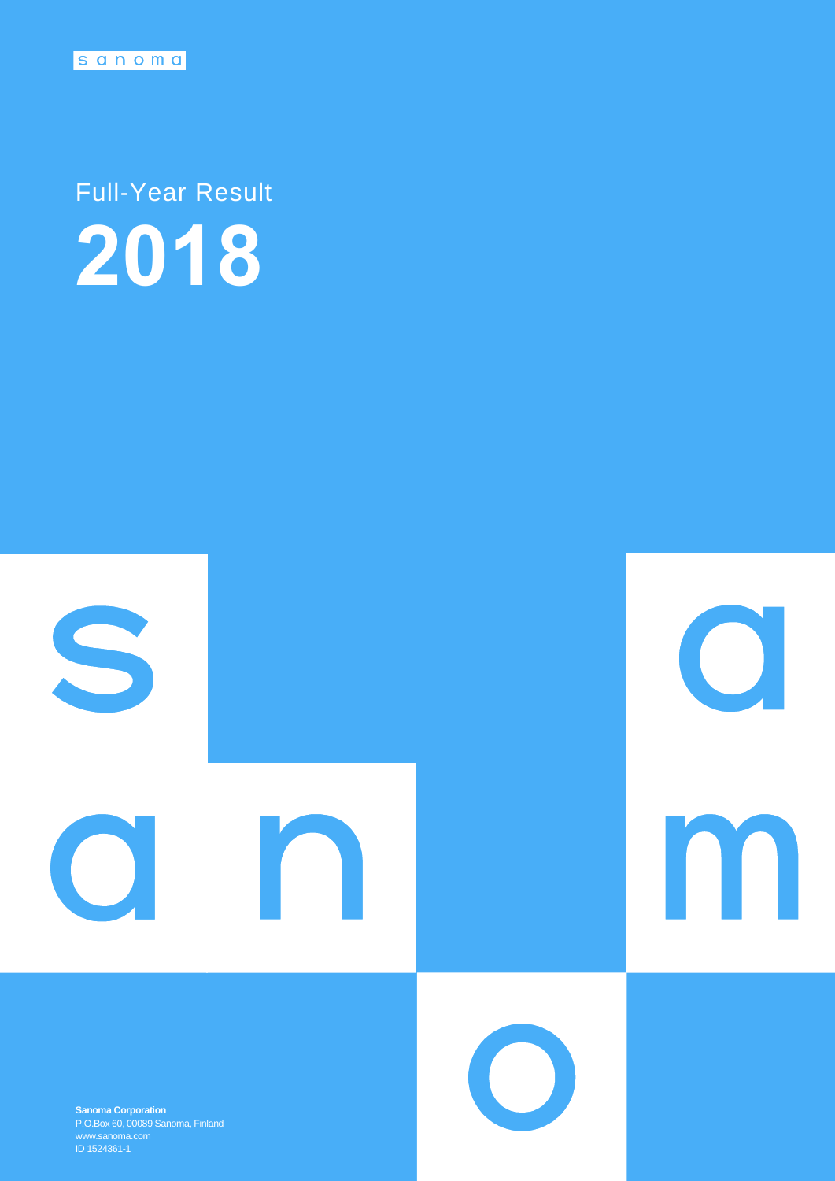sanoma

# Full-Year Result 2018

**Sanoma Corporation**
P.O.Box 60, 00089 Sanoma, Finland
www.sanoma.com
ID 1524361-1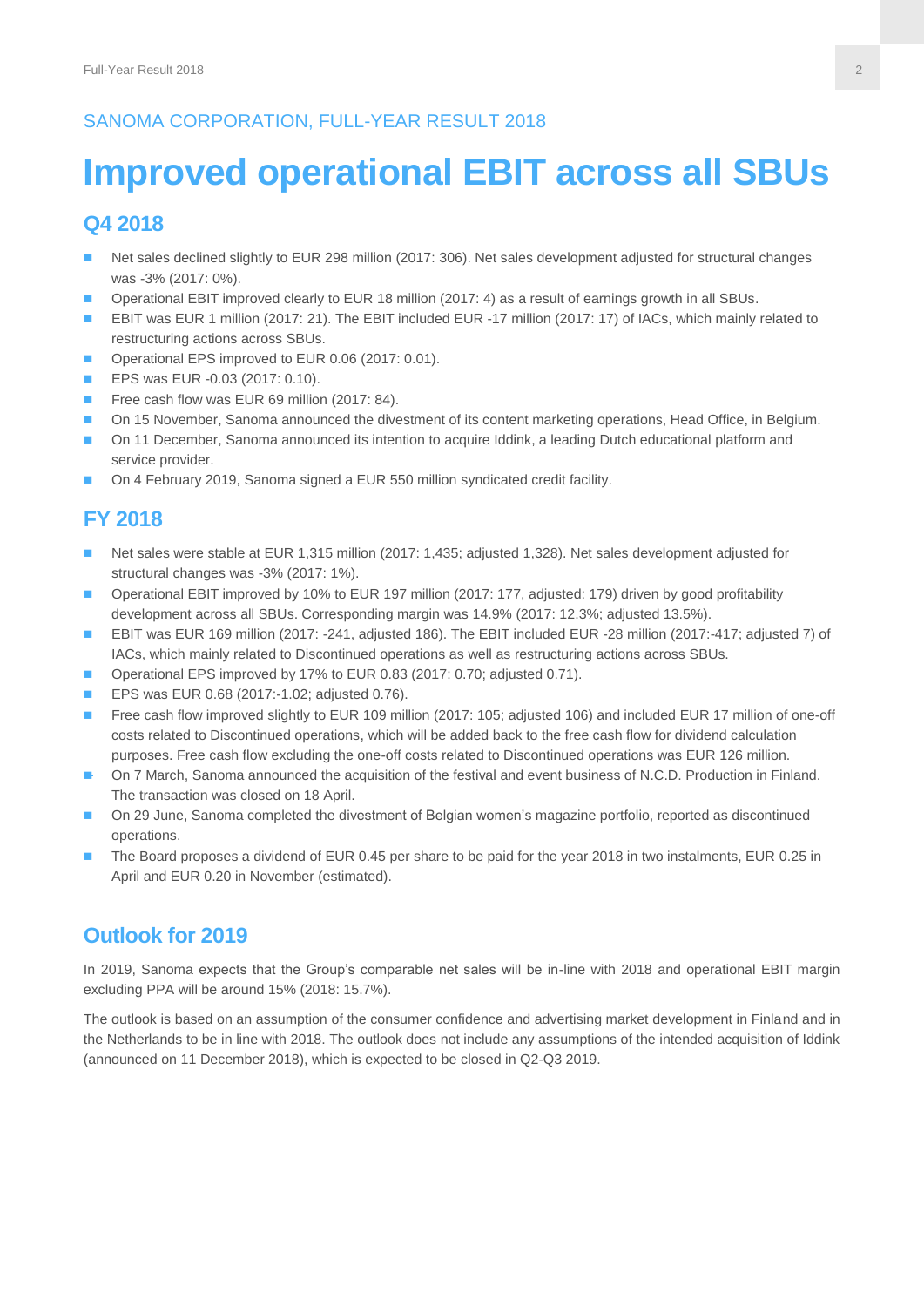SANOMA CORPORATION, FULL-YEAR RESULT 2018

# Improved operational EBIT across all SBUs

## Q4 2018

- Net sales declined slightly to EUR 298 million (2017: 306). Net sales development adjusted for structural changes was -3% (2017: 0%).
- Operational EBIT improved clearly to EUR 18 million (2017: 4) as a result of earnings growth in all SBUs.
- EBIT was EUR 1 million (2017: 21). The EBIT included EUR -17 million (2017: 17) of IACs, which mainly related to restructuring actions across SBUs.
- Operational EPS improved to EUR 0.06 (2017: 0.01).
- EPS was EUR -0.03 (2017: 0.10).
- Free cash flow was EUR 69 million (2017: 84).
- On 15 November, Sanoma announced the divestment of its content marketing operations, Head Office, in Belgium.
- On 11 December, Sanoma announced its intention to acquire Iddink, a leading Dutch educational platform and service provider.
- On 4 February 2019, Sanoma signed a EUR 550 million syndicated credit facility.

## FY 2018

- Net sales were stable at EUR 1,315 million (2017: 1,435; adjusted 1,328). Net sales development adjusted for structural changes was -3% (2017: 1%).
- Operational EBIT improved by 10% to EUR 197 million (2017: 177, adjusted: 179) driven by good profitability development across all SBUs. Corresponding margin was 14.9% (2017: 12.3%; adjusted 13.5%).
- EBIT was EUR 169 million (2017: -241, adjusted 186). The EBIT included EUR -28 million (2017:-417; adjusted 7) of IACs, which mainly related to Discontinued operations as well as restructuring actions across SBUs.
- Operational EPS improved by 17% to EUR 0.83 (2017: 0.70; adjusted 0.71).
- EPS was EUR 0.68 (2017:-1.02; adjusted 0.76).
- Free cash flow improved slightly to EUR 109 million (2017: 105; adjusted 106) and included EUR 17 million of one-off costs related to Discontinued operations, which will be added back to the free cash flow for dividend calculation purposes. Free cash flow excluding the one-off costs related to Discontinued operations was EUR 126 million.
- On 7 March, Sanoma announced the acquisition of the festival and event business of N.C.D. Production in Finland. The transaction was closed on 18 April.
- On 29 June, Sanoma completed the divestment of Belgian women's magazine portfolio, reported as discontinued operations.
- The Board proposes a dividend of EUR 0.45 per share to be paid for the year 2018 in two instalments, EUR 0.25 in April and EUR 0.20 in November (estimated).

## Outlook for 2019

In 2019, Sanoma expects that the Group's comparable net sales will be in-line with 2018 and operational EBIT margin excluding PPA will be around 15% (2018: 15.7%).

The outlook is based on an assumption of the consumer confidence and advertising market development in Finland and in the Netherlands to be in line with 2018. The outlook does not include any assumptions of the intended acquisition of Iddink (announced on 11 December 2018), which is expected to be closed in Q2-Q3 2019.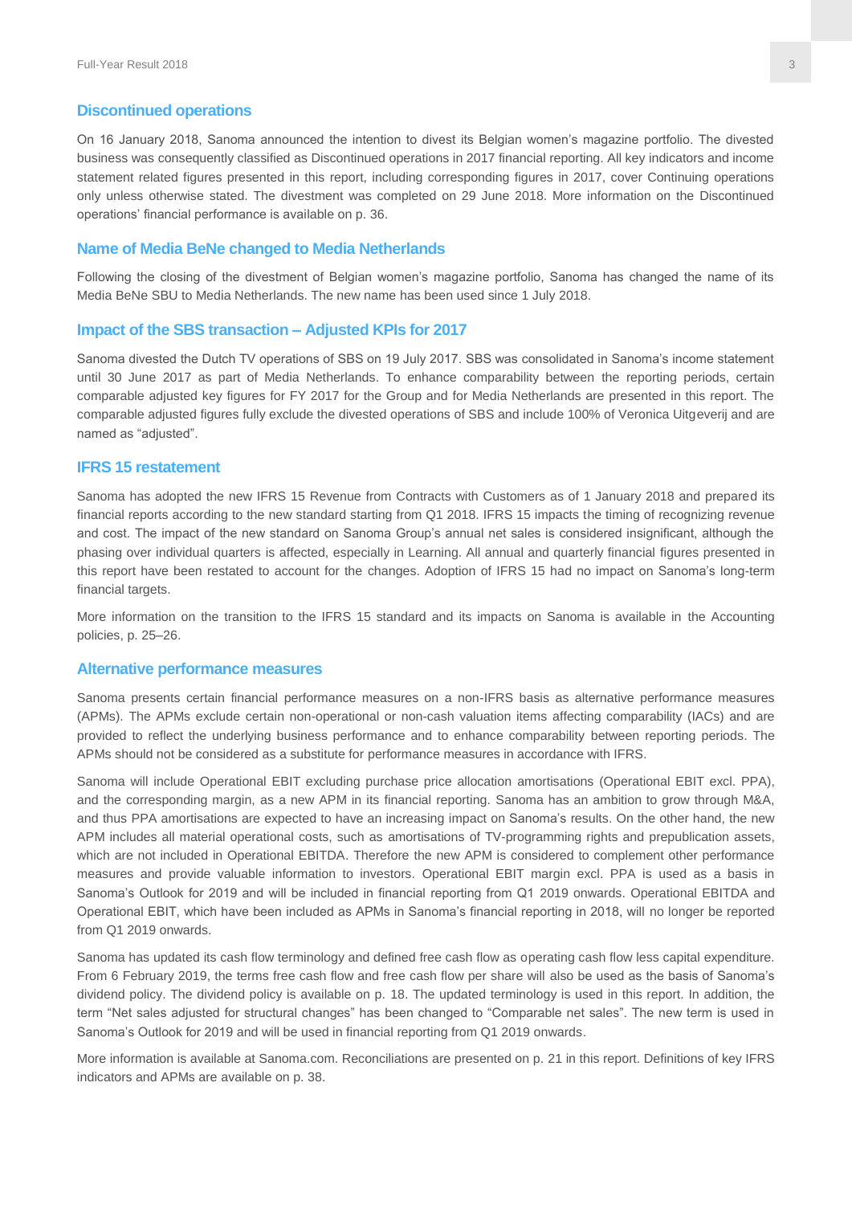## Discontinued operations

On 16 January 2018, Sanoma announced the intention to divest its Belgian women's magazine portfolio. The divested business was consequently classified as Discontinued operations in 2017 financial reporting. All key indicators and income statement related figures presented in this report, including corresponding figures in 2017, cover Continuing operations only unless otherwise stated. The divestment was completed on 29 June 2018. More information on the Discontinued operations' financial performance is available on p. 36.

## Name of Media BeNe changed to Media Netherlands

Following the closing of the divestment of Belgian women's magazine portfolio, Sanoma has changed the name of its Media BeNe SBU to Media Netherlands. The new name has been used since 1 July 2018.

## Impact of the SBS transaction – Adjusted KPIs for 2017

Sanoma divested the Dutch TV operations of SBS on 19 July 2017. SBS was consolidated in Sanoma's income statement until 30 June 2017 as part of Media Netherlands. To enhance comparability between the reporting periods, certain comparable adjusted key figures for FY 2017 for the Group and for Media Netherlands are presented in this report. The comparable adjusted figures fully exclude the divested operations of SBS and include 100% of Veronica Uitgeverij and are named as "adjusted".

## IFRS 15 restatement

Sanoma has adopted the new IFRS 15 Revenue from Contracts with Customers as of 1 January 2018 and prepared its financial reports according to the new standard starting from Q1 2018. IFRS 15 impacts the timing of recognizing revenue and cost. The impact of the new standard on Sanoma Group's annual net sales is considered insignificant, although the phasing over individual quarters is affected, especially in Learning. All annual and quarterly financial figures presented in this report have been restated to account for the changes. Adoption of IFRS 15 had no impact on Sanoma's long-term financial targets.

More information on the transition to the IFRS 15 standard and its impacts on Sanoma is available in the Accounting policies, p. 25–26.

## Alternative performance measures

Sanoma presents certain financial performance measures on a non-IFRS basis as alternative performance measures (APMs). The APMs exclude certain non-operational or non-cash valuation items affecting comparability (IACs) and are provided to reflect the underlying business performance and to enhance comparability between reporting periods. The APMs should not be considered as a substitute for performance measures in accordance with IFRS.

Sanoma will include Operational EBIT excluding purchase price allocation amortisations (Operational EBIT excl. PPA), and the corresponding margin, as a new APM in its financial reporting. Sanoma has an ambition to grow through M&A, and thus PPA amortisations are expected to have an increasing impact on Sanoma's results. On the other hand, the new APM includes all material operational costs, such as amortisations of TV-programming rights and prepublication assets, which are not included in Operational EBITDA. Therefore the new APM is considered to complement other performance measures and provide valuable information to investors. Operational EBIT margin excl. PPA is used as a basis in Sanoma's Outlook for 2019 and will be included in financial reporting from Q1 2019 onwards. Operational EBITDA and Operational EBIT, which have been included as APMs in Sanoma's financial reporting in 2018, will no longer be reported from Q1 2019 onwards.

Sanoma has updated its cash flow terminology and defined free cash flow as operating cash flow less capital expenditure. From 6 February 2019, the terms free cash flow and free cash flow per share will also be used as the basis of Sanoma's dividend policy. The dividend policy is available on p. 18. The updated terminology is used in this report. In addition, the term "Net sales adjusted for structural changes" has been changed to "Comparable net sales". The new term is used in Sanoma's Outlook for 2019 and will be used in financial reporting from Q1 2019 onwards.

More information is available at Sanoma.com. Reconciliations are presented on p. 21 in this report. Definitions of key IFRS indicators and APMs are available on p. 38.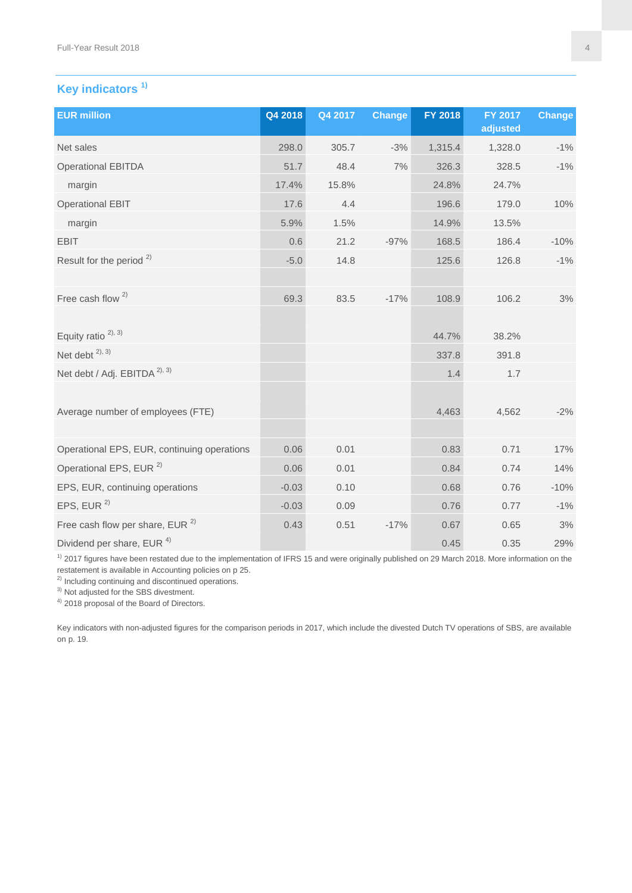## Key indicators [1)]

| EUR million | Q4 2018 | Q4 2017 | Change | FY 2018 | FY 2017 adjusted | Change |
|---|---|---|---|---|---|---|
| Net sales | 298.0 | 305.7 | -3% | 1,315.4 | 1,328.0 | -1% |
| Operational EBITDA | 51.7 | 48.4 | 7% | 326.3 | 328.5 | -1% |
| margin | 17.4% | 15.8% | | 24.8% | 24.7% | |
| Operational EBIT | 17.6 | 4.4 | | 196.6 | 179.0 | 10% |
| margin | 5.9% | 1.5% | | 14.9% | 13.5% | |
| EBIT | 0.6 | 21.2 | -97% | 168.5 | 186.4 | -10% |
| Result for the period [2)] | -5.0 | 14.8 | | 125.6 | 126.8 | -1% |
| | | | | | | |
| Free cash flow [2)] | 69.3 | 83.5 | -17% | 108.9 | 106.2 | 3% |
| | | | | | | |
| Equity ratio [2), 3)] | | | | 44.7% | 38.2% | |
| Net debt [2), 3)] | | | | 337.8 | 391.8 | |
| Net debt / Adj. EBITDA [2), 3)] | | | | 1.4 | 1.7 | |
| | | | | | | |
| Average number of employees (FTE) | | | | 4,463 | 4,562 | -2% |
| | | | | | | |
| Operational EPS, EUR, continuing operations | 0.06 | 0.01 | | 0.83 | 0.71 | 17% |
| Operational EPS, EUR [2)] | 0.06 | 0.01 | | 0.84 | 0.74 | 14% |
| EPS, EUR, continuing operations | -0.03 | 0.10 | | 0.68 | 0.76 | -10% |
| EPS, EUR [2)] | -0.03 | 0.09 | | 0.76 | 0.77 | -1% |
| Free cash flow per share, EUR [2)] | 0.43 | 0.51 | -17% | 0.67 | 0.65 | 3% |
| Dividend per share, EUR [4)] | | | | 0.45 | 0.35 | 29% |

[1)] 2017 figures have been restated due to the implementation of IFRS 15 and were originally published on 29 March 2018. More information on the restatement is available in Accounting policies on p 25.
[2)] Including continuing and discontinued operations.
[3)] Not adjusted for the SBS divestment.
[4)] 2018 proposal of the Board of Directors.

Key indicators with non-adjusted figures for the comparison periods in 2017, which include the divested Dutch TV operations of SBS, are available on p. 19.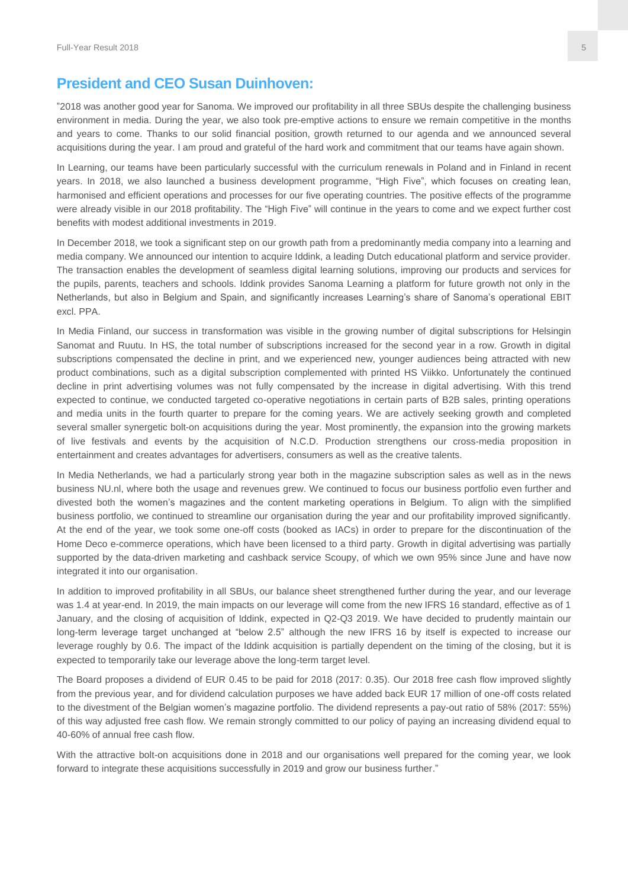## President and CEO Susan Duinhoven:

"2018 was another good year for Sanoma. We improved our profitability in all three SBUs despite the challenging business environment in media. During the year, we also took pre-emptive actions to ensure we remain competitive in the months and years to come. Thanks to our solid financial position, growth returned to our agenda and we announced several acquisitions during the year. I am proud and grateful of the hard work and commitment that our teams have again shown.

In Learning, our teams have been particularly successful with the curriculum renewals in Poland and in Finland in recent years. In 2018, we also launched a business development programme, "High Five", which focuses on creating lean, harmonised and efficient operations and processes for our five operating countries. The positive effects of the programme were already visible in our 2018 profitability. The "High Five" will continue in the years to come and we expect further cost benefits with modest additional investments in 2019.

In December 2018, we took a significant step on our growth path from a predominantly media company into a learning and media company. We announced our intention to acquire Iddink, a leading Dutch educational platform and service provider. The transaction enables the development of seamless digital learning solutions, improving our products and services for the pupils, parents, teachers and schools. Iddink provides Sanoma Learning a platform for future growth not only in the Netherlands, but also in Belgium and Spain, and significantly increases Learning's share of Sanoma's operational EBIT excl. PPA.

In Media Finland, our success in transformation was visible in the growing number of digital subscriptions for Helsingin Sanomat and Ruutu. In HS, the total number of subscriptions increased for the second year in a row. Growth in digital subscriptions compensated the decline in print, and we experienced new, younger audiences being attracted with new product combinations, such as a digital subscription complemented with printed HS Viikko. Unfortunately the continued decline in print advertising volumes was not fully compensated by the increase in digital advertising. With this trend expected to continue, we conducted targeted co-operative negotiations in certain parts of B2B sales, printing operations and media units in the fourth quarter to prepare for the coming years. We are actively seeking growth and completed several smaller synergetic bolt-on acquisitions during the year. Most prominently, the expansion into the growing markets of live festivals and events by the acquisition of N.C.D. Production strengthens our cross-media proposition in entertainment and creates advantages for advertisers, consumers as well as the creative talents.

In Media Netherlands, we had a particularly strong year both in the magazine subscription sales as well as in the news business NU.nl, where both the usage and revenues grew. We continued to focus our business portfolio even further and divested both the women's magazines and the content marketing operations in Belgium. To align with the simplified business portfolio, we continued to streamline our organisation during the year and our profitability improved significantly. At the end of the year, we took some one-off costs (booked as IACs) in order to prepare for the discontinuation of the Home Deco e-commerce operations, which have been licensed to a third party. Growth in digital advertising was partially supported by the data-driven marketing and cashback service Scoupy, of which we own 95% since June and have now integrated it into our organisation.

In addition to improved profitability in all SBUs, our balance sheet strengthened further during the year, and our leverage was 1.4 at year-end. In 2019, the main impacts on our leverage will come from the new IFRS 16 standard, effective as of 1 January, and the closing of acquisition of Iddink, expected in Q2-Q3 2019. We have decided to prudently maintain our long-term leverage target unchanged at "below 2.5" although the new IFRS 16 by itself is expected to increase our leverage roughly by 0.6. The impact of the Iddink acquisition is partially dependent on the timing of the closing, but it is expected to temporarily take our leverage above the long-term target level.

The Board proposes a dividend of EUR 0.45 to be paid for 2018 (2017: 0.35). Our 2018 free cash flow improved slightly from the previous year, and for dividend calculation purposes we have added back EUR 17 million of one-off costs related to the divestment of the Belgian women's magazine portfolio. The dividend represents a pay-out ratio of 58% (2017: 55%) of this way adjusted free cash flow. We remain strongly committed to our policy of paying an increasing dividend equal to 40-60% of annual free cash flow.

With the attractive bolt-on acquisitions done in 2018 and our organisations well prepared for the coming year, we look forward to integrate these acquisitions successfully in 2019 and grow our business further."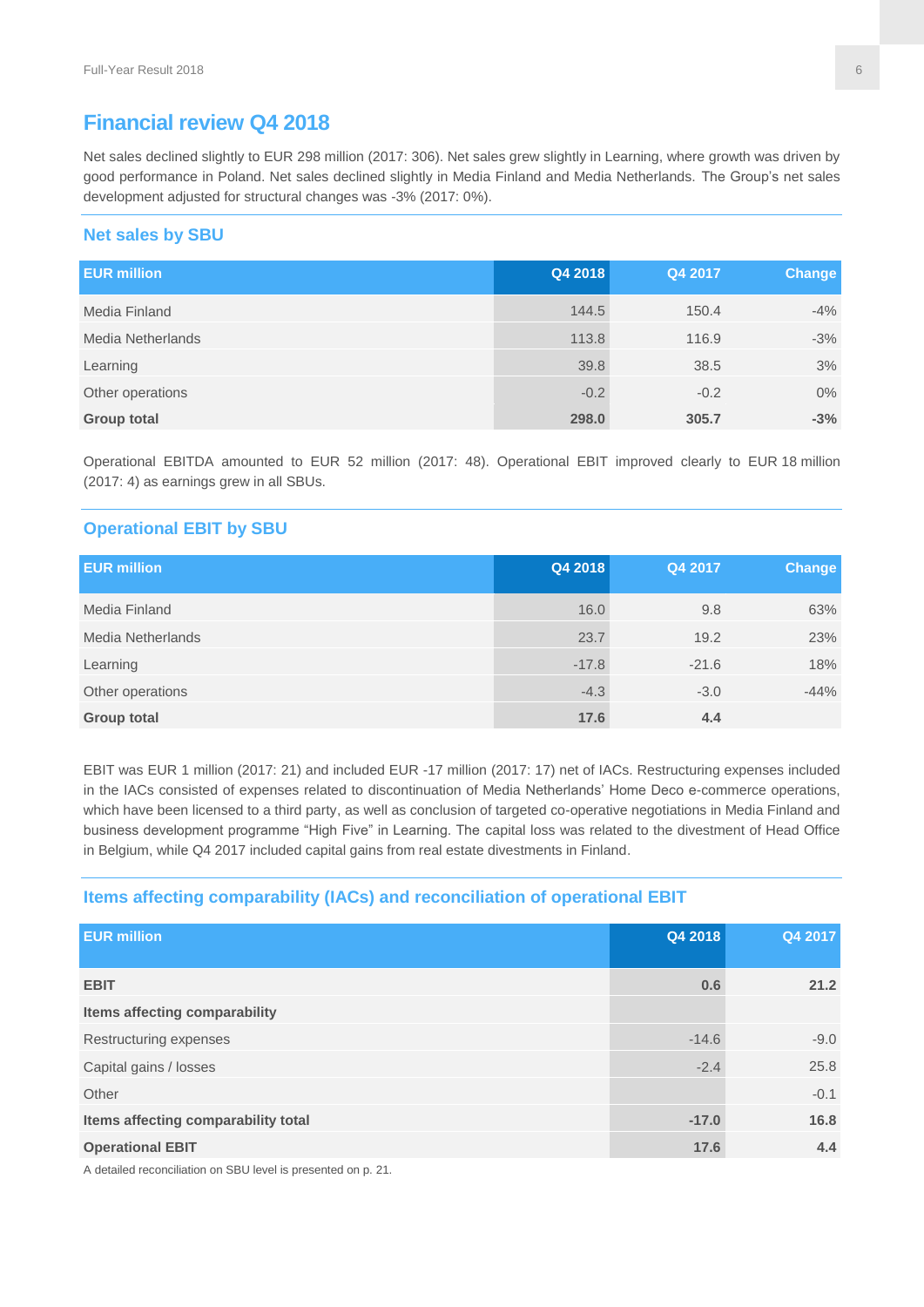## Financial review Q4 2018

Net sales declined slightly to EUR 298 million (2017: 306). Net sales grew slightly in Learning, where growth was driven by good performance in Poland. Net sales declined slightly in Media Finland and Media Netherlands. The Group's net sales development adjusted for structural changes was -3% (2017: 0%).

### Net sales by SBU

| EUR million | Q4 2018 | Q4 2017 | Change |
|---|---|---|---|
| Media Finland | 144.5 | 150.4 | -4% |
| Media Netherlands | 113.8 | 116.9 | -3% |
| Learning | 39.8 | 38.5 | 3% |
| Other operations | -0.2 | -0.2 | 0% |
| **Group total** | **298.0** | **305.7** | **-3%** |

Operational EBITDA amounted to EUR 52 million (2017: 48). Operational EBIT improved clearly to EUR 18 million (2017: 4) as earnings grew in all SBUs.

### Operational EBIT by SBU

| EUR million | Q4 2018 | Q4 2017 | Change |
|---|---|---|---|
| Media Finland | 16.0 | 9.8 | 63% |
| Media Netherlands | 23.7 | 19.2 | 23% |
| Learning | -17.8 | -21.6 | 18% |
| Other operations | -4.3 | -3.0 | -44% |
| **Group total** | **17.6** | **4.4** | |

EBIT was EUR 1 million (2017: 21) and included EUR -17 million (2017: 17) net of IACs. Restructuring expenses included in the IACs consisted of expenses related to discontinuation of Media Netherlands' Home Deco e-commerce operations, which have been licensed to a third party, as well as conclusion of targeted co-operative negotiations in Media Finland and business development programme "High Five" in Learning. The capital loss was related to the divestment of Head Office in Belgium, while Q4 2017 included capital gains from real estate divestments in Finland.

### Items affecting comparability (IACs) and reconciliation of operational EBIT

| EUR million | Q4 2018 | Q4 2017 |
|---|---|---|
| **EBIT** | **0.6** | **21.2** |
| **Items affecting comparability** | | |
| Restructuring expenses | -14.6 | -9.0 |
| Capital gains / losses | -2.4 | 25.8 |
| Other | | -0.1 |
| **Items affecting comparability total** | **-17.0** | **16.8** |
| **Operational EBIT** | **17.6** | **4.4** |

A detailed reconciliation on SBU level is presented on p. 21.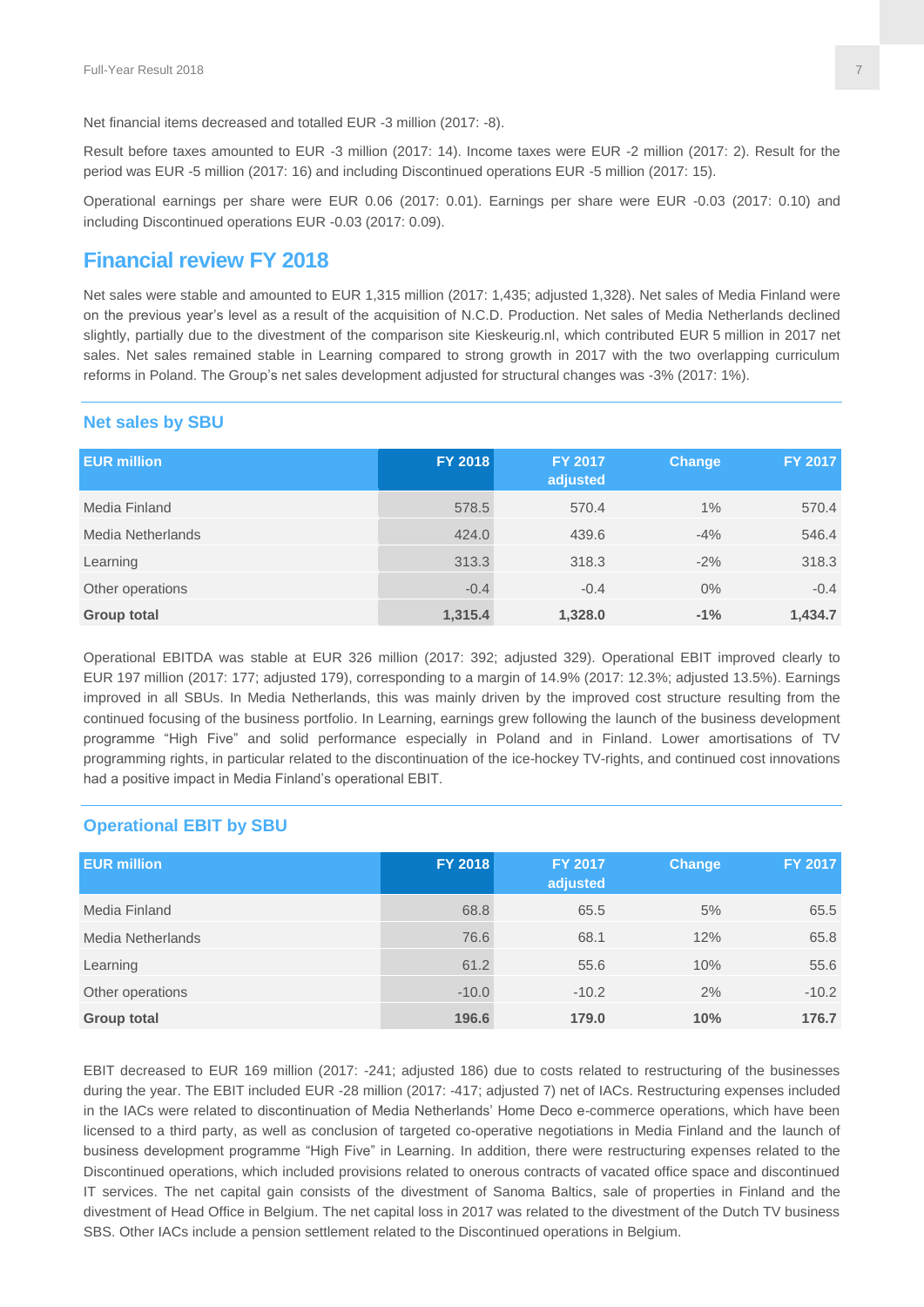Net financial items decreased and totalled EUR -3 million (2017: -8).

Result before taxes amounted to EUR -3 million (2017: 14). Income taxes were EUR -2 million (2017: 2). Result for the period was EUR -5 million (2017: 16) and including Discontinued operations EUR -5 million (2017: 15).

Operational earnings per share were EUR 0.06 (2017: 0.01). Earnings per share were EUR -0.03 (2017: 0.10) and including Discontinued operations EUR -0.03 (2017: 0.09).

## Financial review FY 2018

Net sales were stable and amounted to EUR 1,315 million (2017: 1,435; adjusted 1,328). Net sales of Media Finland were on the previous year's level as a result of the acquisition of N.C.D. Production. Net sales of Media Netherlands declined slightly, partially due to the divestment of the comparison site Kieskeurig.nl, which contributed EUR 5 million in 2017 net sales. Net sales remained stable in Learning compared to strong growth in 2017 with the two overlapping curriculum reforms in Poland. The Group's net sales development adjusted for structural changes was -3% (2017: 1%).

### Net sales by SBU

| EUR million | FY 2018 | FY 2017 adjusted | Change | FY 2017 |
|---|---|---|---|---|
| Media Finland | 578.5 | 570.4 | 1% | 570.4 |
| Media Netherlands | 424.0 | 439.6 | -4% | 546.4 |
| Learning | 313.3 | 318.3 | -2% | 318.3 |
| Other operations | -0.4 | -0.4 | 0% | -0.4 |
| **Group total** | **1,315.4** | **1,328.0** | **-1%** | **1,434.7** |

Operational EBITDA was stable at EUR 326 million (2017: 392; adjusted 329). Operational EBIT improved clearly to EUR 197 million (2017: 177; adjusted 179), corresponding to a margin of 14.9% (2017: 12.3%; adjusted 13.5%). Earnings improved in all SBUs. In Media Netherlands, this was mainly driven by the improved cost structure resulting from the continued focusing of the business portfolio. In Learning, earnings grew following the launch of the business development programme "High Five" and solid performance especially in Poland and in Finland. Lower amortisations of TV programming rights, in particular related to the discontinuation of the ice-hockey TV-rights, and continued cost innovations had a positive impact in Media Finland's operational EBIT.

### Operational EBIT by SBU

| EUR million | FY 2018 | FY 2017 adjusted | Change | FY 2017 |
|---|---|---|---|---|
| Media Finland | 68.8 | 65.5 | 5% | 65.5 |
| Media Netherlands | 76.6 | 68.1 | 12% | 65.8 |
| Learning | 61.2 | 55.6 | 10% | 55.6 |
| Other operations | -10.0 | -10.2 | 2% | -10.2 |
| **Group total** | **196.6** | **179.0** | **10%** | **176.7** |

EBIT decreased to EUR 169 million (2017: -241; adjusted 186) due to costs related to restructuring of the businesses during the year. The EBIT included EUR -28 million (2017: -417; adjusted 7) net of IACs. Restructuring expenses included in the IACs were related to discontinuation of Media Netherlands' Home Deco e-commerce operations, which have been licensed to a third party, as well as conclusion of targeted co-operative negotiations in Media Finland and the launch of business development programme "High Five" in Learning. In addition, there were restructuring expenses related to the Discontinued operations, which included provisions related to onerous contracts of vacated office space and discontinued IT services. The net capital gain consists of the divestment of Sanoma Baltics, sale of properties in Finland and the divestment of Head Office in Belgium. The net capital loss in 2017 was related to the divestment of the Dutch TV business SBS. Other IACs include a pension settlement related to the Discontinued operations in Belgium.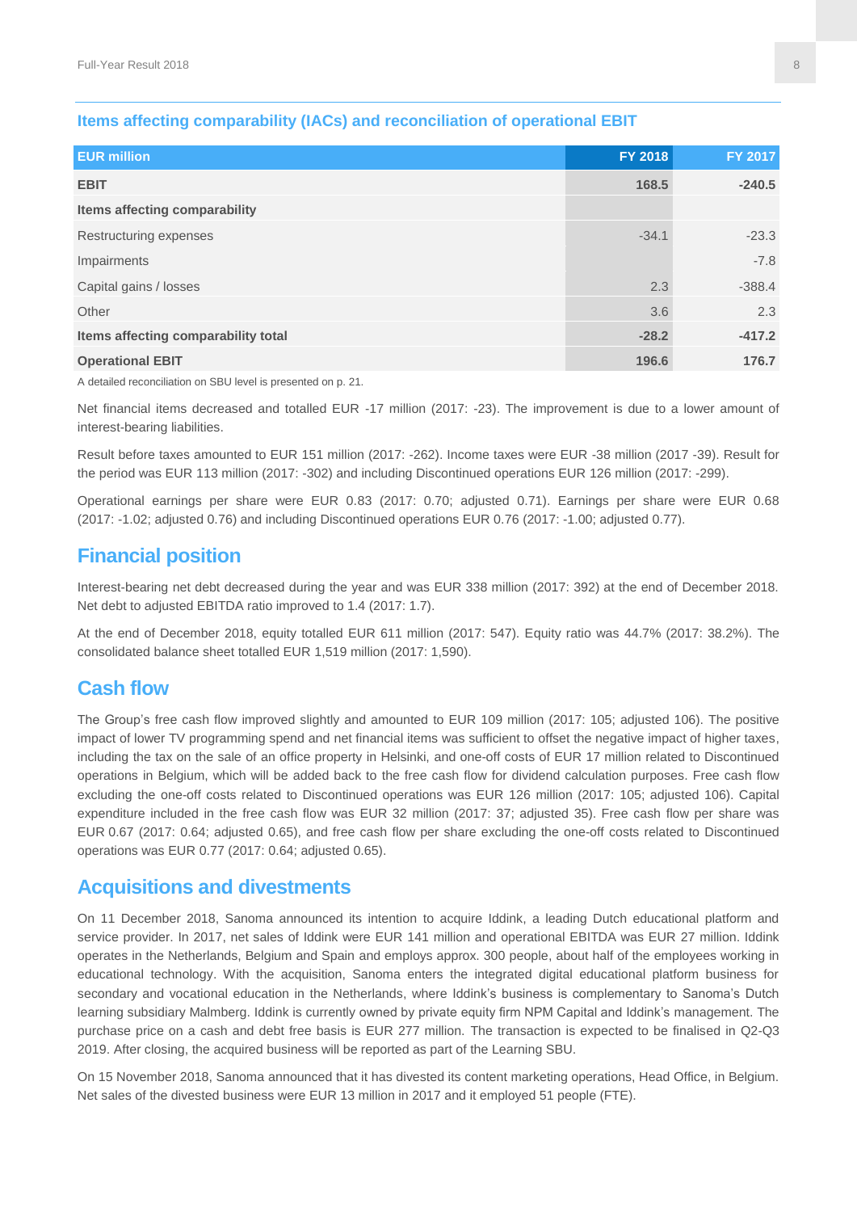## Items affecting comparability (IACs) and reconciliation of operational EBIT

| EUR million | FY 2018 | FY 2017 |
|---|---|---|
| **EBIT** | **168.5** | **-240.5** |
| **Items affecting comparability** | | |
| Restructuring expenses | -34.1 | -23.3 |
| Impairments | | -7.8 |
| Capital gains / losses | 2.3 | -388.4 |
| Other | 3.6 | 2.3 |
| **Items affecting comparability total** | **-28.2** | **-417.2** |
| **Operational EBIT** | **196.6** | **176.7** |

A detailed reconciliation on SBU level is presented on p. 21.

Net financial items decreased and totalled EUR -17 million (2017: -23). The improvement is due to a lower amount of interest-bearing liabilities.

Result before taxes amounted to EUR 151 million (2017: -262). Income taxes were EUR -38 million (2017 -39). Result for the period was EUR 113 million (2017: -302) and including Discontinued operations EUR 126 million (2017: -299).

Operational earnings per share were EUR 0.83 (2017: 0.70; adjusted 0.71). Earnings per share were EUR 0.68 (2017: -1.02; adjusted 0.76) and including Discontinued operations EUR 0.76 (2017: -1.00; adjusted 0.77).

## Financial position

Interest-bearing net debt decreased during the year and was EUR 338 million (2017: 392) at the end of December 2018. Net debt to adjusted EBITDA ratio improved to 1.4 (2017: 1.7).

At the end of December 2018, equity totalled EUR 611 million (2017: 547). Equity ratio was 44.7% (2017: 38.2%). The consolidated balance sheet totalled EUR 1,519 million (2017: 1,590).

## Cash flow

The Group's free cash flow improved slightly and amounted to EUR 109 million (2017: 105; adjusted 106). The positive impact of lower TV programming spend and net financial items was sufficient to offset the negative impact of higher taxes, including the tax on the sale of an office property in Helsinki, and one-off costs of EUR 17 million related to Discontinued operations in Belgium, which will be added back to the free cash flow for dividend calculation purposes. Free cash flow excluding the one-off costs related to Discontinued operations was EUR 126 million (2017: 105; adjusted 106). Capital expenditure included in the free cash flow was EUR 32 million (2017: 37; adjusted 35). Free cash flow per share was EUR 0.67 (2017: 0.64; adjusted 0.65), and free cash flow per share excluding the one-off costs related to Discontinued operations was EUR 0.77 (2017: 0.64; adjusted 0.65).

## Acquisitions and divestments

On 11 December 2018, Sanoma announced its intention to acquire Iddink, a leading Dutch educational platform and service provider. In 2017, net sales of Iddink were EUR 141 million and operational EBITDA was EUR 27 million. Iddink operates in the Netherlands, Belgium and Spain and employs approx. 300 people, about half of the employees working in educational technology. With the acquisition, Sanoma enters the integrated digital educational platform business for secondary and vocational education in the Netherlands, where Iddink's business is complementary to Sanoma's Dutch learning subsidiary Malmberg. Iddink is currently owned by private equity firm NPM Capital and Iddink's management. The purchase price on a cash and debt free basis is EUR 277 million. The transaction is expected to be finalised in Q2-Q3 2019. After closing, the acquired business will be reported as part of the Learning SBU.

On 15 November 2018, Sanoma announced that it has divested its content marketing operations, Head Office, in Belgium. Net sales of the divested business were EUR 13 million in 2017 and it employed 51 people (FTE).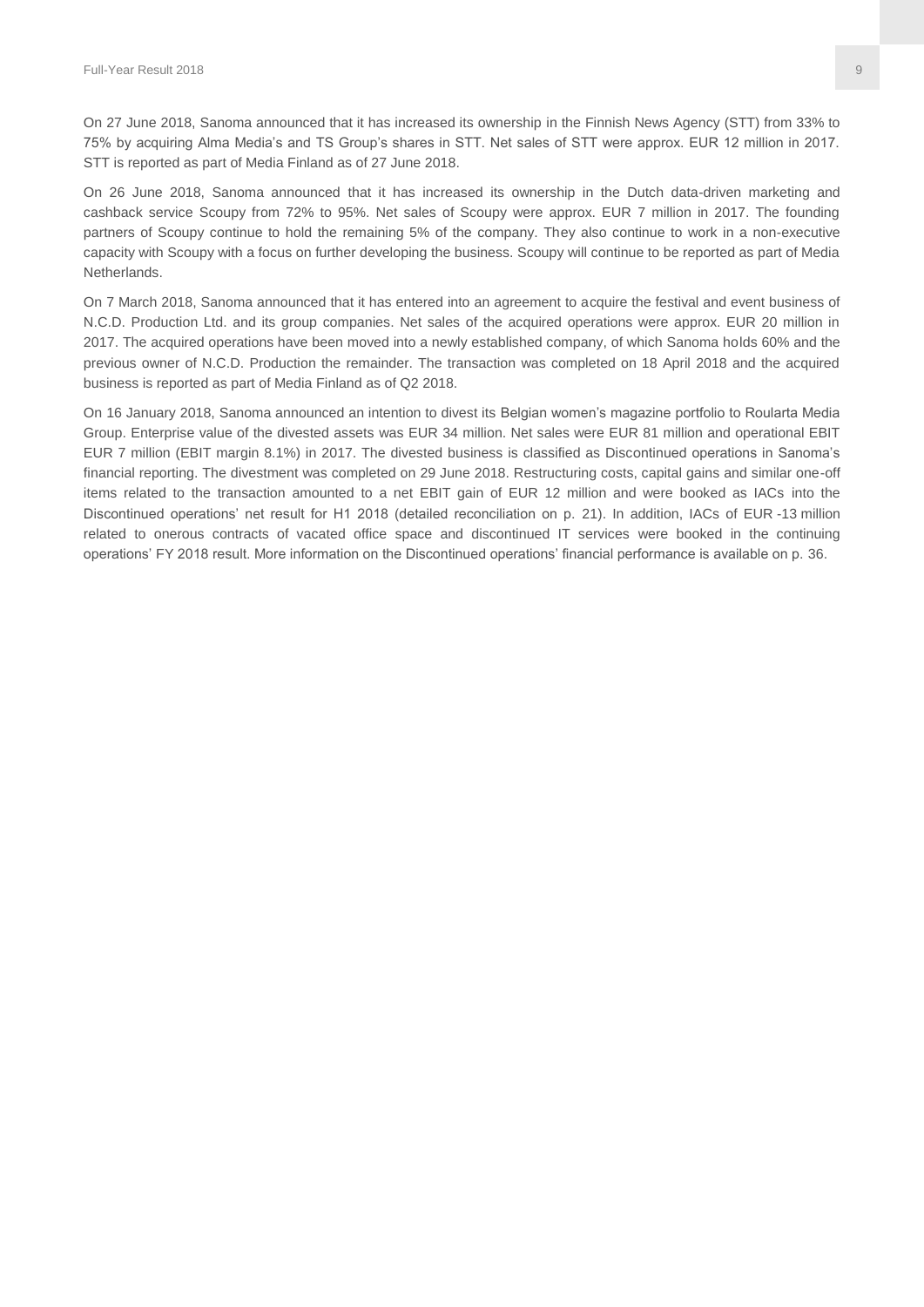On 27 June 2018, Sanoma announced that it has increased its ownership in the Finnish News Agency (STT) from 33% to 75% by acquiring Alma Media's and TS Group's shares in STT. Net sales of STT were approx. EUR 12 million in 2017. STT is reported as part of Media Finland as of 27 June 2018.

On 26 June 2018, Sanoma announced that it has increased its ownership in the Dutch data-driven marketing and cashback service Scoupy from 72% to 95%. Net sales of Scoupy were approx. EUR 7 million in 2017. The founding partners of Scoupy continue to hold the remaining 5% of the company. They also continue to work in a non-executive capacity with Scoupy with a focus on further developing the business. Scoupy will continue to be reported as part of Media Netherlands.

On 7 March 2018, Sanoma announced that it has entered into an agreement to acquire the festival and event business of N.C.D. Production Ltd. and its group companies. Net sales of the acquired operations were approx. EUR 20 million in 2017. The acquired operations have been moved into a newly established company, of which Sanoma holds 60% and the previous owner of N.C.D. Production the remainder. The transaction was completed on 18 April 2018 and the acquired business is reported as part of Media Finland as of Q2 2018.

On 16 January 2018, Sanoma announced an intention to divest its Belgian women's magazine portfolio to Roularta Media Group. Enterprise value of the divested assets was EUR 34 million. Net sales were EUR 81 million and operational EBIT EUR 7 million (EBIT margin 8.1%) in 2017. The divested business is classified as Discontinued operations in Sanoma's financial reporting. The divestment was completed on 29 June 2018. Restructuring costs, capital gains and similar one-off items related to the transaction amounted to a net EBIT gain of EUR 12 million and were booked as IACs into the Discontinued operations' net result for H1 2018 (detailed reconciliation on p. 21). In addition, IACs of EUR -13 million related to onerous contracts of vacated office space and discontinued IT services were booked in the continuing operations' FY 2018 result. More information on the Discontinued operations' financial performance is available on p. 36.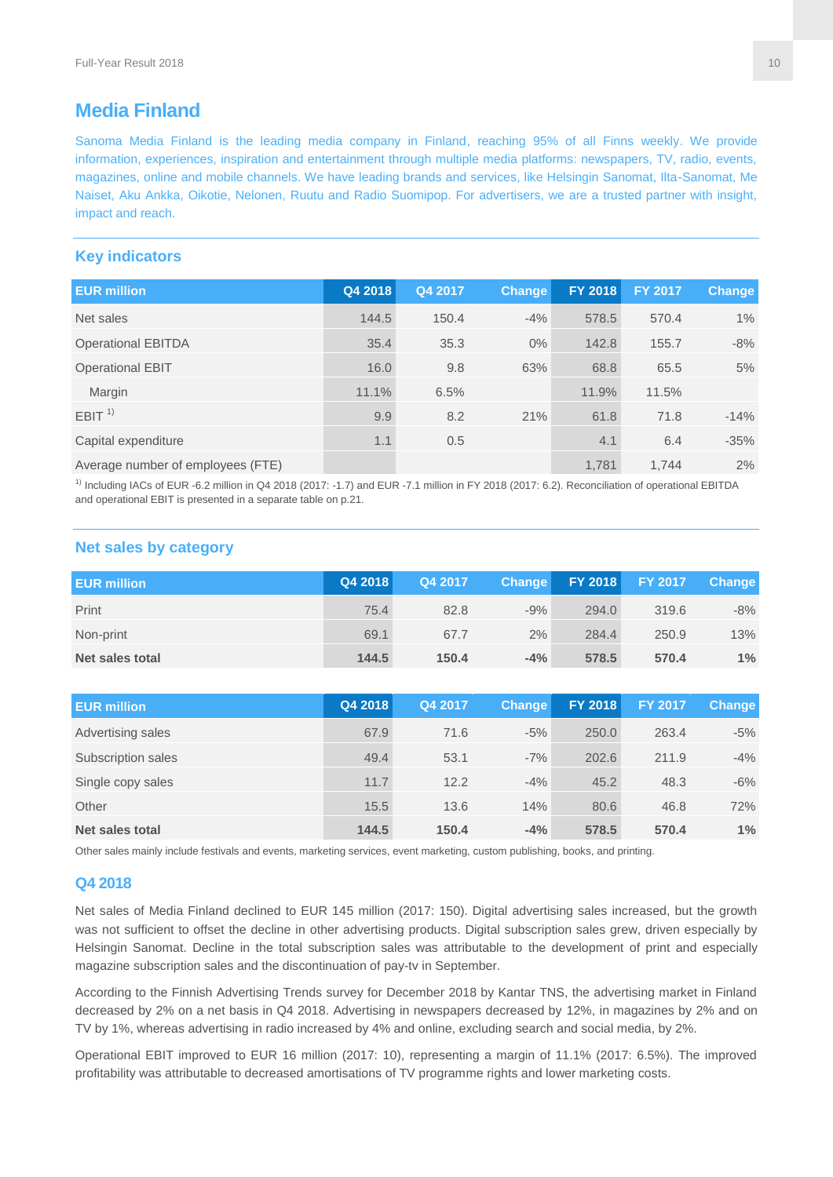## Media Finland

Sanoma Media Finland is the leading media company in Finland, reaching 95% of all Finns weekly. We provide information, experiences, inspiration and entertainment through multiple media platforms: newspapers, TV, radio, events, magazines, online and mobile channels. We have leading brands and services, like Helsingin Sanomat, Ilta-Sanomat, Me Naiset, Aku Ankka, Oikotie, Nelonen, Ruutu and Radio Suomipop. For advertisers, we are a trusted partner with insight, impact and reach.

### Key indicators

| EUR million | Q4 2018 | Q4 2017 | Change | FY 2018 | FY 2017 | Change |
|---|---|---|---|---|---|---|
| Net sales | 144.5 | 150.4 | -4% | 578.5 | 570.4 | 1% |
| Operational EBITDA | 35.4 | 35.3 | 0% | 142.8 | 155.7 | -8% |
| Operational EBIT | 16.0 | 9.8 | 63% | 68.8 | 65.5 | 5% |
| Margin | 11.1% | 6.5% | | 11.9% | 11.5% | |
| EBIT [1] | 9.9 | 8.2 | 21% | 61.8 | 71.8 | -14% |
| Capital expenditure | 1.1 | 0.5 | | 4.1 | 6.4 | -35% |
| Average number of employees (FTE) | | | | 1,781 | 1,744 | 2% |

[1] Including IACs of EUR -6.2 million in Q4 2018 (2017: -1.7) and EUR -7.1 million in FY 2018 (2017: 6.2). Reconciliation of operational EBITDA and operational EBIT is presented in a separate table on p.21.

### Net sales by category

| EUR million | Q4 2018 | Q4 2017 | Change | FY 2018 | FY 2017 | Change |
|---|---|---|---|---|---|---|
| Print | 75.4 | 82.8 | -9% | 294.0 | 319.6 | -8% |
| Non-print | 69.1 | 67.7 | 2% | 284.4 | 250.9 | 13% |
| **Net sales total** | **144.5** | **150.4** | **-4%** | **578.5** | **570.4** | **1%** |

| EUR million | Q4 2018 | Q4 2017 | Change | FY 2018 | FY 2017 | Change |
|---|---|---|---|---|---|---|
| Advertising sales | 67.9 | 71.6 | -5% | 250.0 | 263.4 | -5% |
| Subscription sales | 49.4 | 53.1 | -7% | 202.6 | 211.9 | -4% |
| Single copy sales | 11.7 | 12.2 | -4% | 45.2 | 48.3 | -6% |
| Other | 15.5 | 13.6 | 14% | 80.6 | 46.8 | 72% |
| **Net sales total** | **144.5** | **150.4** | **-4%** | **578.5** | **570.4** | **1%** |

Other sales mainly include festivals and events, marketing services, event marketing, custom publishing, books, and printing.

### Q4 2018

Net sales of Media Finland declined to EUR 145 million (2017: 150). Digital advertising sales increased, but the growth was not sufficient to offset the decline in other advertising products. Digital subscription sales grew, driven especially by Helsingin Sanomat. Decline in the total subscription sales was attributable to the development of print and especially magazine subscription sales and the discontinuation of pay-tv in September.

According to the Finnish Advertising Trends survey for December 2018 by Kantar TNS, the advertising market in Finland decreased by 2% on a net basis in Q4 2018. Advertising in newspapers decreased by 12%, in magazines by 2% and on TV by 1%, whereas advertising in radio increased by 4% and online, excluding search and social media, by 2%.

Operational EBIT improved to EUR 16 million (2017: 10), representing a margin of 11.1% (2017: 6.5%). The improved profitability was attributable to decreased amortisations of TV programme rights and lower marketing costs.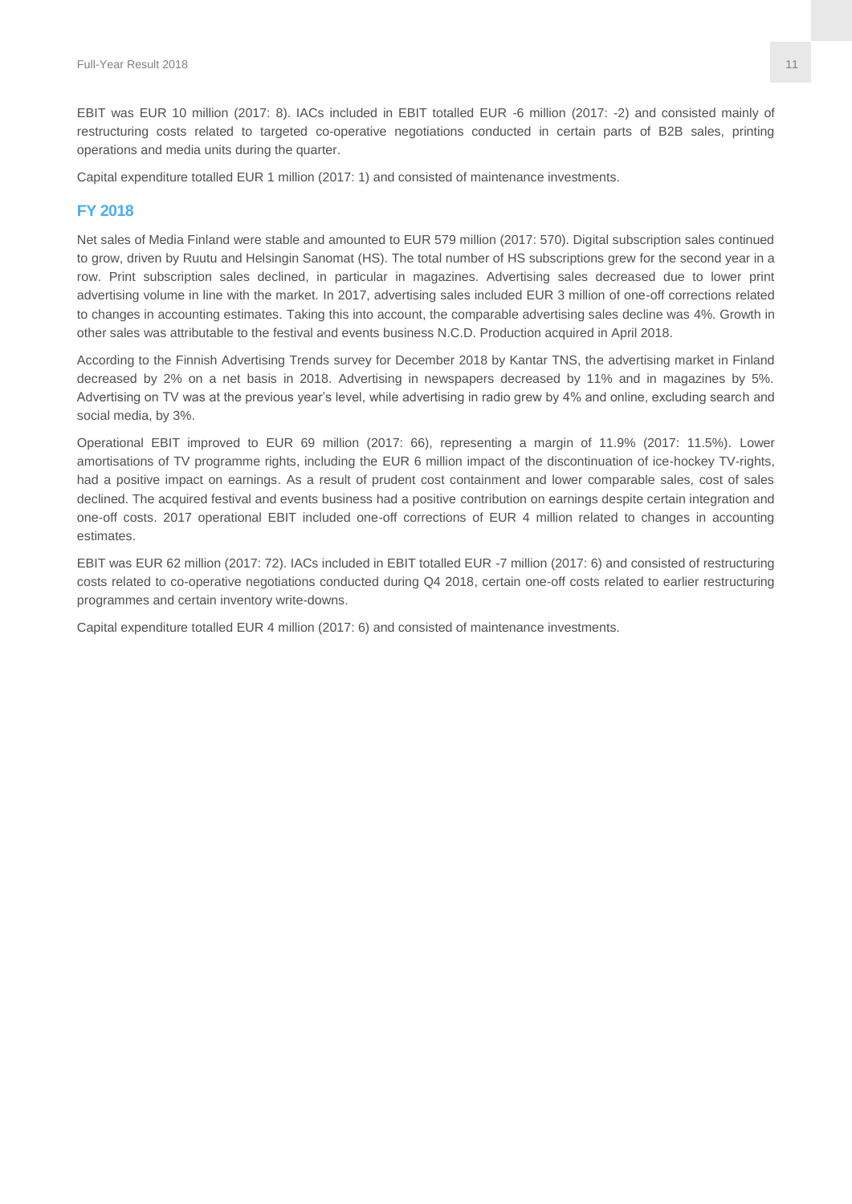EBIT was EUR 10 million (2017: 8). IACs included in EBIT totalled EUR -6 million (2017: -2) and consisted mainly of restructuring costs related to targeted co-operative negotiations conducted in certain parts of B2B sales, printing operations and media units during the quarter.

Capital expenditure totalled EUR 1 million (2017: 1) and consisted of maintenance investments.

## FY 2018

Net sales of Media Finland were stable and amounted to EUR 579 million (2017: 570). Digital subscription sales continued to grow, driven by Ruutu and Helsingin Sanomat (HS). The total number of HS subscriptions grew for the second year in a row. Print subscription sales declined, in particular in magazines. Advertising sales decreased due to lower print advertising volume in line with the market. In 2017, advertising sales included EUR 3 million of one-off corrections related to changes in accounting estimates. Taking this into account, the comparable advertising sales decline was 4%. Growth in other sales was attributable to the festival and events business N.C.D. Production acquired in April 2018.

According to the Finnish Advertising Trends survey for December 2018 by Kantar TNS, the advertising market in Finland decreased by 2% on a net basis in 2018. Advertising in newspapers decreased by 11% and in magazines by 5%. Advertising on TV was at the previous year's level, while advertising in radio grew by 4% and online, excluding search and social media, by 3%.

Operational EBIT improved to EUR 69 million (2017: 66), representing a margin of 11.9% (2017: 11.5%). Lower amortisations of TV programme rights, including the EUR 6 million impact of the discontinuation of ice-hockey TV-rights, had a positive impact on earnings. As a result of prudent cost containment and lower comparable sales, cost of sales declined. The acquired festival and events business had a positive contribution on earnings despite certain integration and one-off costs. 2017 operational EBIT included one-off corrections of EUR 4 million related to changes in accounting estimates.

EBIT was EUR 62 million (2017: 72). IACs included in EBIT totalled EUR -7 million (2017: 6) and consisted of restructuring costs related to co-operative negotiations conducted during Q4 2018, certain one-off costs related to earlier restructuring programmes and certain inventory write-downs.

Capital expenditure totalled EUR 4 million (2017: 6) and consisted of maintenance investments.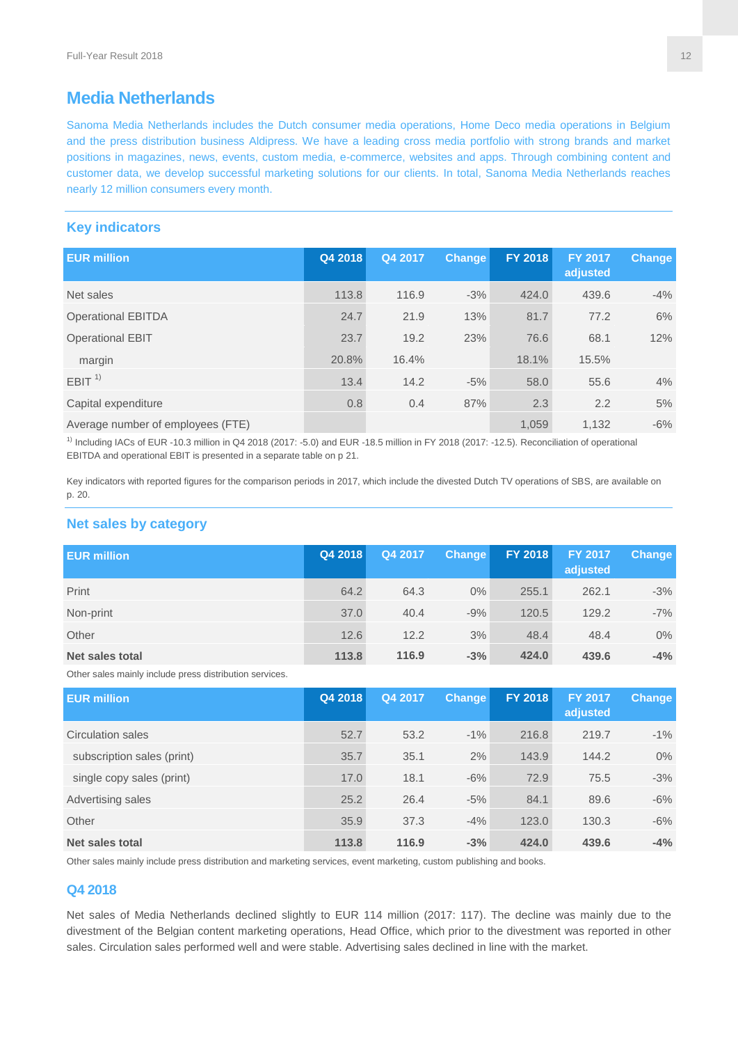## Media Netherlands

Sanoma Media Netherlands includes the Dutch consumer media operations, Home Deco media operations in Belgium and the press distribution business Aldipress. We have a leading cross media portfolio with strong brands and market positions in magazines, news, events, custom media, e-commerce, websites and apps. Through combining content and customer data, we develop successful marketing solutions for our clients. In total, Sanoma Media Netherlands reaches nearly 12 million consumers every month.

### Key indicators

| EUR million | Q4 2018 | Q4 2017 | Change | FY 2018 | FY 2017 adjusted | Change |
|---|---|---|---|---|---|---|
| Net sales | 113.8 | 116.9 | -3% | 424.0 | 439.6 | -4% |
| Operational EBITDA | 24.7 | 21.9 | 13% | 81.7 | 77.2 | 6% |
| Operational EBIT | 23.7 | 19.2 | 23% | 76.6 | 68.1 | 12% |
| margin | 20.8% | 16.4% | | 18.1% | 15.5% | |
| EBIT [1] | 13.4 | 14.2 | -5% | 58.0 | 55.6 | 4% |
| Capital expenditure | 0.8 | 0.4 | 87% | 2.3 | 2.2 | 5% |
| Average number of employees (FTE) | | | | 1,059 | 1,132 | -6% |

[1] Including IACs of EUR -10.3 million in Q4 2018 (2017: -5.0) and EUR -18.5 million in FY 2018 (2017: -12.5). Reconciliation of operational EBITDA and operational EBIT is presented in a separate table on p 21.

Key indicators with reported figures for the comparison periods in 2017, which include the divested Dutch TV operations of SBS, are available on p. 20.

### Net sales by category

| EUR million | Q4 2018 | Q4 2017 | Change | FY 2018 | FY 2017 adjusted | Change |
|---|---|---|---|---|---|---|
| Print | 64.2 | 64.3 | 0% | 255.1 | 262.1 | -3% |
| Non-print | 37.0 | 40.4 | -9% | 120.5 | 129.2 | -7% |
| Other | 12.6 | 12.2 | 3% | 48.4 | 48.4 | 0% |
| **Net sales total** | **113.8** | **116.9** | **-3%** | **424.0** | **439.6** | **-4%** |

Other sales mainly include press distribution services.

| EUR million | Q4 2018 | Q4 2017 | Change | FY 2018 | FY 2017 adjusted | Change |
|---|---|---|---|---|---|---|
| Circulation sales | 52.7 | 53.2 | -1% | 216.8 | 219.7 | -1% |
| subscription sales (print) | 35.7 | 35.1 | 2% | 143.9 | 144.2 | 0% |
| single copy sales (print) | 17.0 | 18.1 | -6% | 72.9 | 75.5 | -3% |
| Advertising sales | 25.2 | 26.4 | -5% | 84.1 | 89.6 | -6% |
| Other | 35.9 | 37.3 | -4% | 123.0 | 130.3 | -6% |
| **Net sales total** | **113.8** | **116.9** | **-3%** | **424.0** | **439.6** | **-4%** |

Other sales mainly include press distribution and marketing services, event marketing, custom publishing and books.

### Q4 2018

Net sales of Media Netherlands declined slightly to EUR 114 million (2017: 117). The decline was mainly due to the divestment of the Belgian content marketing operations, Head Office, which prior to the divestment was reported in other sales. Circulation sales performed well and were stable. Advertising sales declined in line with the market.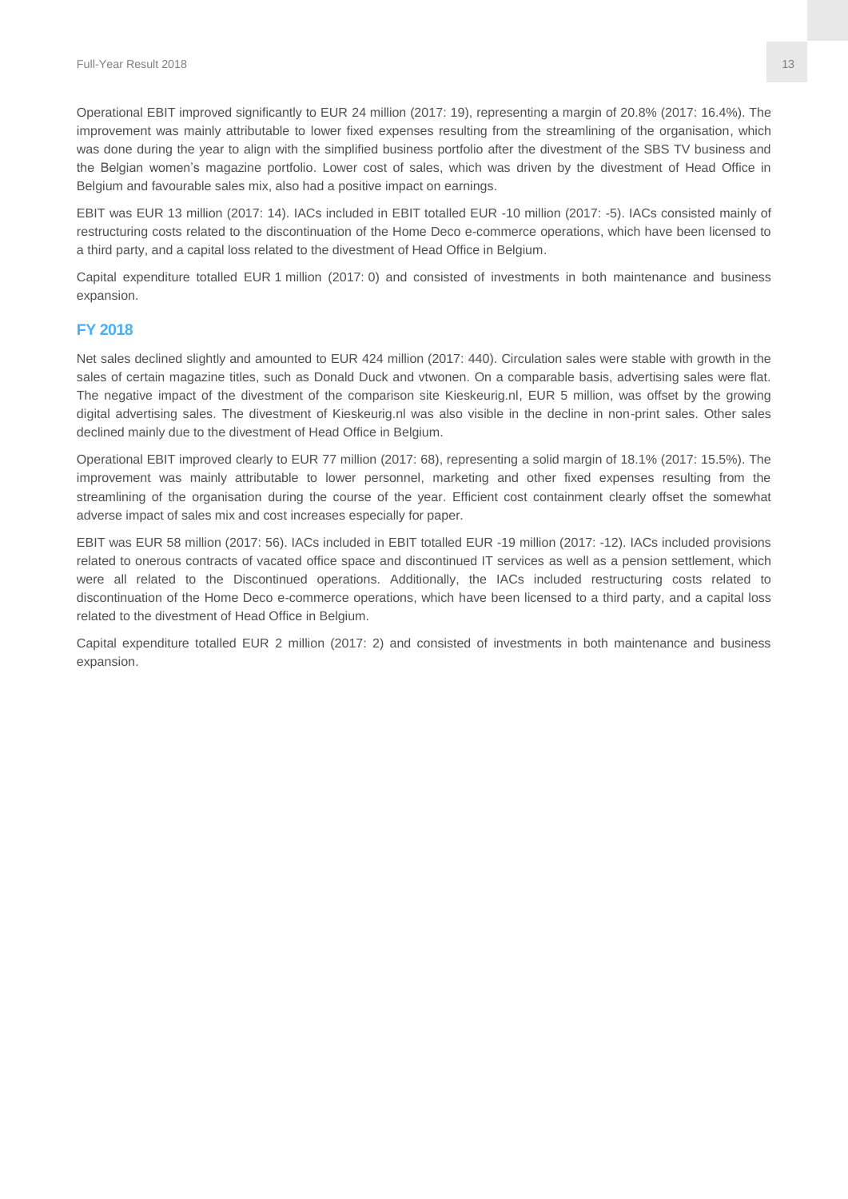Operational EBIT improved significantly to EUR 24 million (2017: 19), representing a margin of 20.8% (2017: 16.4%). The improvement was mainly attributable to lower fixed expenses resulting from the streamlining of the organisation, which was done during the year to align with the simplified business portfolio after the divestment of the SBS TV business and the Belgian women's magazine portfolio. Lower cost of sales, which was driven by the divestment of Head Office in Belgium and favourable sales mix, also had a positive impact on earnings.

EBIT was EUR 13 million (2017: 14). IACs included in EBIT totalled EUR -10 million (2017: -5). IACs consisted mainly of restructuring costs related to the discontinuation of the Home Deco e-commerce operations, which have been licensed to a third party, and a capital loss related to the divestment of Head Office in Belgium.

Capital expenditure totalled EUR 1 million (2017: 0) and consisted of investments in both maintenance and business expansion.

## FY 2018

Net sales declined slightly and amounted to EUR 424 million (2017: 440). Circulation sales were stable with growth in the sales of certain magazine titles, such as Donald Duck and vtwonen. On a comparable basis, advertising sales were flat. The negative impact of the divestment of the comparison site Kieskeurig.nl, EUR 5 million, was offset by the growing digital advertising sales. The divestment of Kieskeurig.nl was also visible in the decline in non-print sales. Other sales declined mainly due to the divestment of Head Office in Belgium.

Operational EBIT improved clearly to EUR 77 million (2017: 68), representing a solid margin of 18.1% (2017: 15.5%). The improvement was mainly attributable to lower personnel, marketing and other fixed expenses resulting from the streamlining of the organisation during the course of the year. Efficient cost containment clearly offset the somewhat adverse impact of sales mix and cost increases especially for paper.

EBIT was EUR 58 million (2017: 56). IACs included in EBIT totalled EUR -19 million (2017: -12). IACs included provisions related to onerous contracts of vacated office space and discontinued IT services as well as a pension settlement, which were all related to the Discontinued operations. Additionally, the IACs included restructuring costs related to discontinuation of the Home Deco e-commerce operations, which have been licensed to a third party, and a capital loss related to the divestment of Head Office in Belgium.

Capital expenditure totalled EUR 2 million (2017: 2) and consisted of investments in both maintenance and business expansion.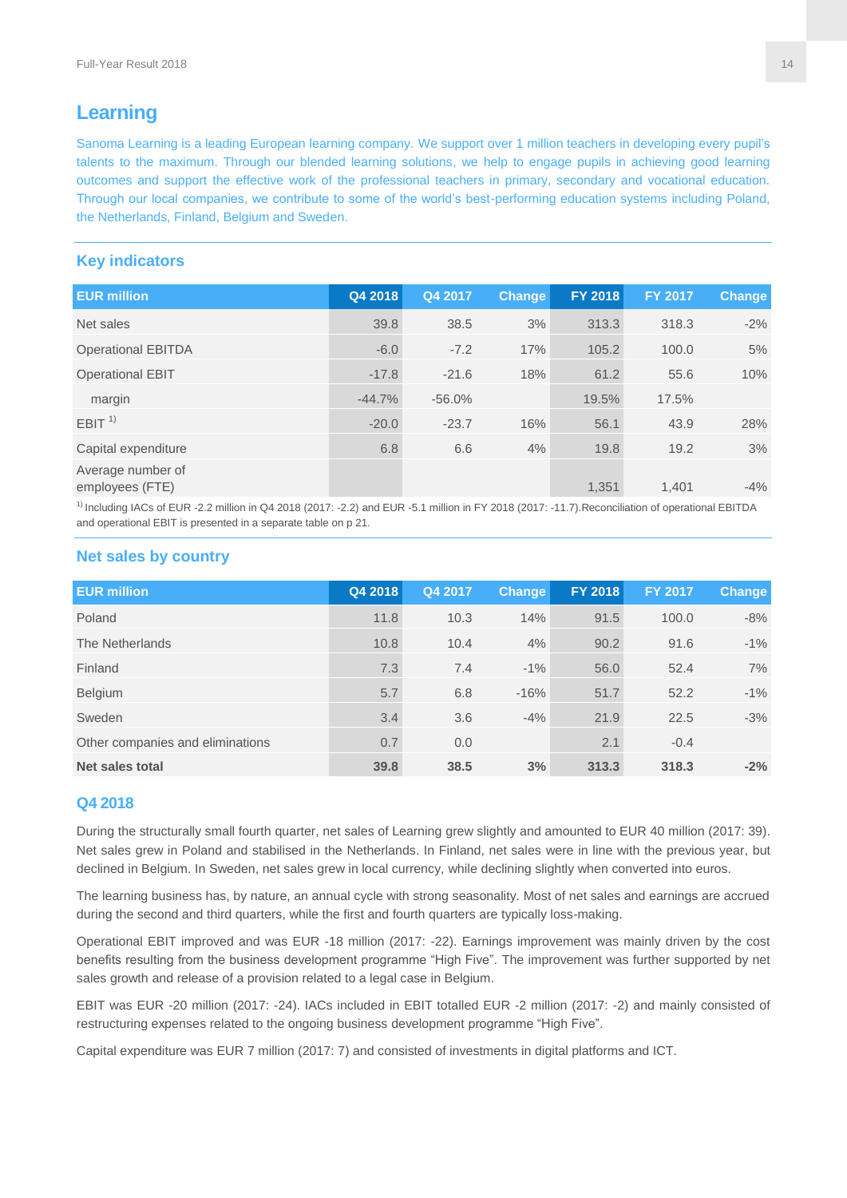## Learning

Sanoma Learning is a leading European learning company. We support over 1 million teachers in developing every pupil's talents to the maximum. Through our blended learning solutions, we help to engage pupils in achieving good learning outcomes and support the effective work of the professional teachers in primary, secondary and vocational education. Through our local companies, we contribute to some of the world's best-performing education systems including Poland, the Netherlands, Finland, Belgium and Sweden.

### Key indicators

| EUR million | Q4 2018 | Q4 2017 | Change | FY 2018 | FY 2017 | Change |
|---|---|---|---|---|---|---|
| Net sales | 39.8 | 38.5 | 3% | 313.3 | 318.3 | -2% |
| Operational EBITDA | -6.0 | -7.2 | 17% | 105.2 | 100.0 | 5% |
| Operational EBIT | -17.8 | -21.6 | 18% | 61.2 | 55.6 | 10% |
| margin | -44.7% | -56.0% | | 19.5% | 17.5% | |
| EBIT [1] | -20.0 | -23.7 | 16% | 56.1 | 43.9 | 28% |
| Capital expenditure | 6.8 | 6.6 | 4% | 19.8 | 19.2 | 3% |
| Average number of employees (FTE) | | | | 1,351 | 1,401 | -4% |

[1] Including IACs of EUR -2.2 million in Q4 2018 (2017: -2.2) and EUR -5.1 million in FY 2018 (2017: -11.7).Reconciliation of operational EBITDA and operational EBIT is presented in a separate table on p 21.

### Net sales by country

| EUR million | Q4 2018 | Q4 2017 | Change | FY 2018 | FY 2017 | Change |
|---|---|---|---|---|---|---|
| Poland | 11.8 | 10.3 | 14% | 91.5 | 100.0 | -8% |
| The Netherlands | 10.8 | 10.4 | 4% | 90.2 | 91.6 | -1% |
| Finland | 7.3 | 7.4 | -1% | 56.0 | 52.4 | 7% |
| Belgium | 5.7 | 6.8 | -16% | 51.7 | 52.2 | -1% |
| Sweden | 3.4 | 3.6 | -4% | 21.9 | 22.5 | -3% |
| Other companies and eliminations | 0.7 | 0.0 | | 2.1 | -0.4 | |
| **Net sales total** | **39.8** | **38.5** | **3%** | **313.3** | **318.3** | **-2%** |

### Q4 2018

During the structurally small fourth quarter, net sales of Learning grew slightly and amounted to EUR 40 million (2017: 39). Net sales grew in Poland and stabilised in the Netherlands. In Finland, net sales were in line with the previous year, but declined in Belgium. In Sweden, net sales grew in local currency, while declining slightly when converted into euros.

The learning business has, by nature, an annual cycle with strong seasonality. Most of net sales and earnings are accrued during the second and third quarters, while the first and fourth quarters are typically loss-making.

Operational EBIT improved and was EUR -18 million (2017: -22). Earnings improvement was mainly driven by the cost benefits resulting from the business development programme "High Five". The improvement was further supported by net sales growth and release of a provision related to a legal case in Belgium.

EBIT was EUR -20 million (2017: -24). IACs included in EBIT totalled EUR -2 million (2017: -2) and mainly consisted of restructuring expenses related to the ongoing business development programme "High Five".

Capital expenditure was EUR 7 million (2017: 7) and consisted of investments in digital platforms and ICT.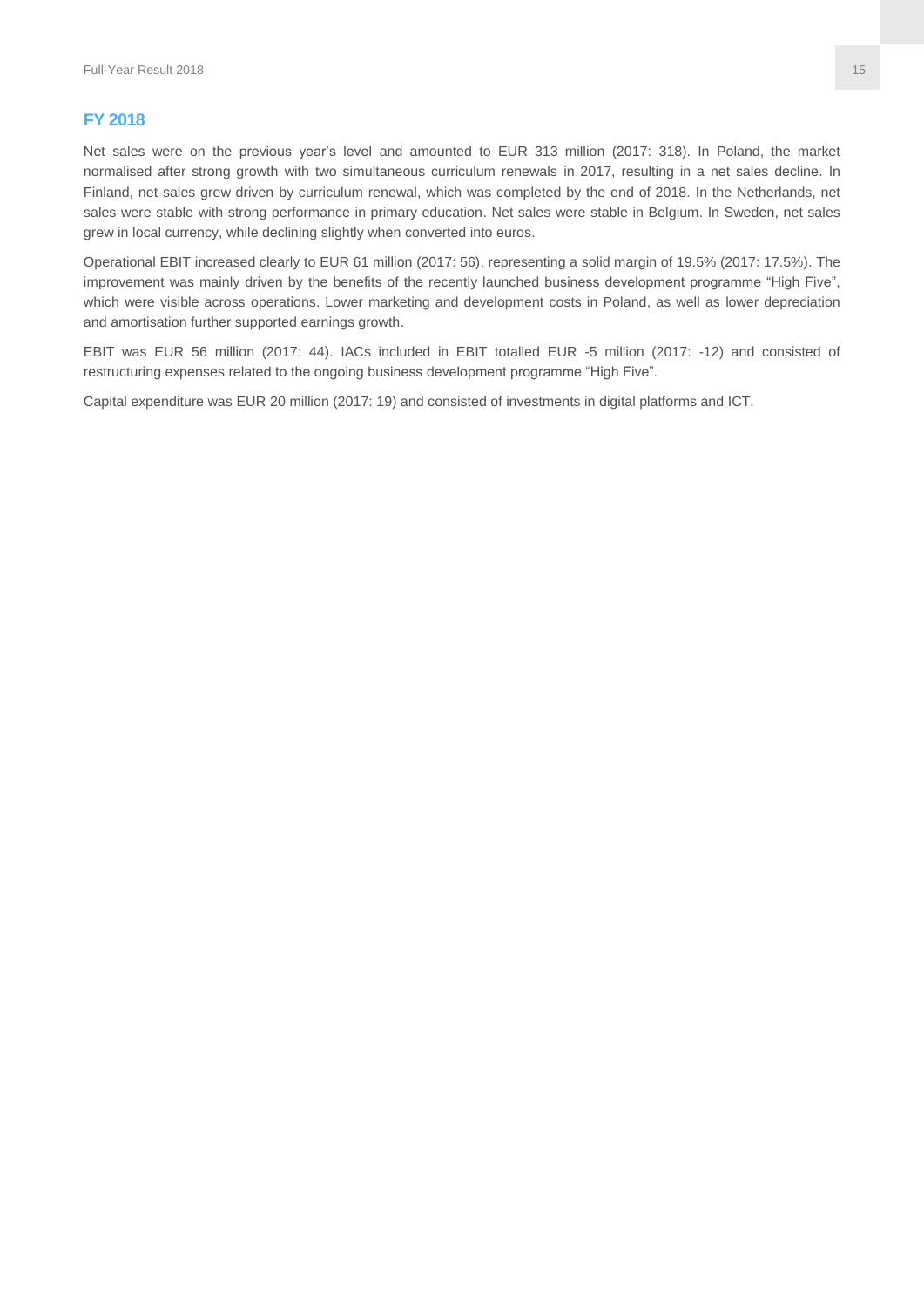## FY 2018

Net sales were on the previous year's level and amounted to EUR 313 million (2017: 318). In Poland, the market normalised after strong growth with two simultaneous curriculum renewals in 2017, resulting in a net sales decline. In Finland, net sales grew driven by curriculum renewal, which was completed by the end of 2018. In the Netherlands, net sales were stable with strong performance in primary education. Net sales were stable in Belgium. In Sweden, net sales grew in local currency, while declining slightly when converted into euros.

Operational EBIT increased clearly to EUR 61 million (2017: 56), representing a solid margin of 19.5% (2017: 17.5%). The improvement was mainly driven by the benefits of the recently launched business development programme "High Five", which were visible across operations. Lower marketing and development costs in Poland, as well as lower depreciation and amortisation further supported earnings growth.

EBIT was EUR 56 million (2017: 44). IACs included in EBIT totalled EUR -5 million (2017: -12) and consisted of restructuring expenses related to the ongoing business development programme "High Five".

Capital expenditure was EUR 20 million (2017: 19) and consisted of investments in digital platforms and ICT.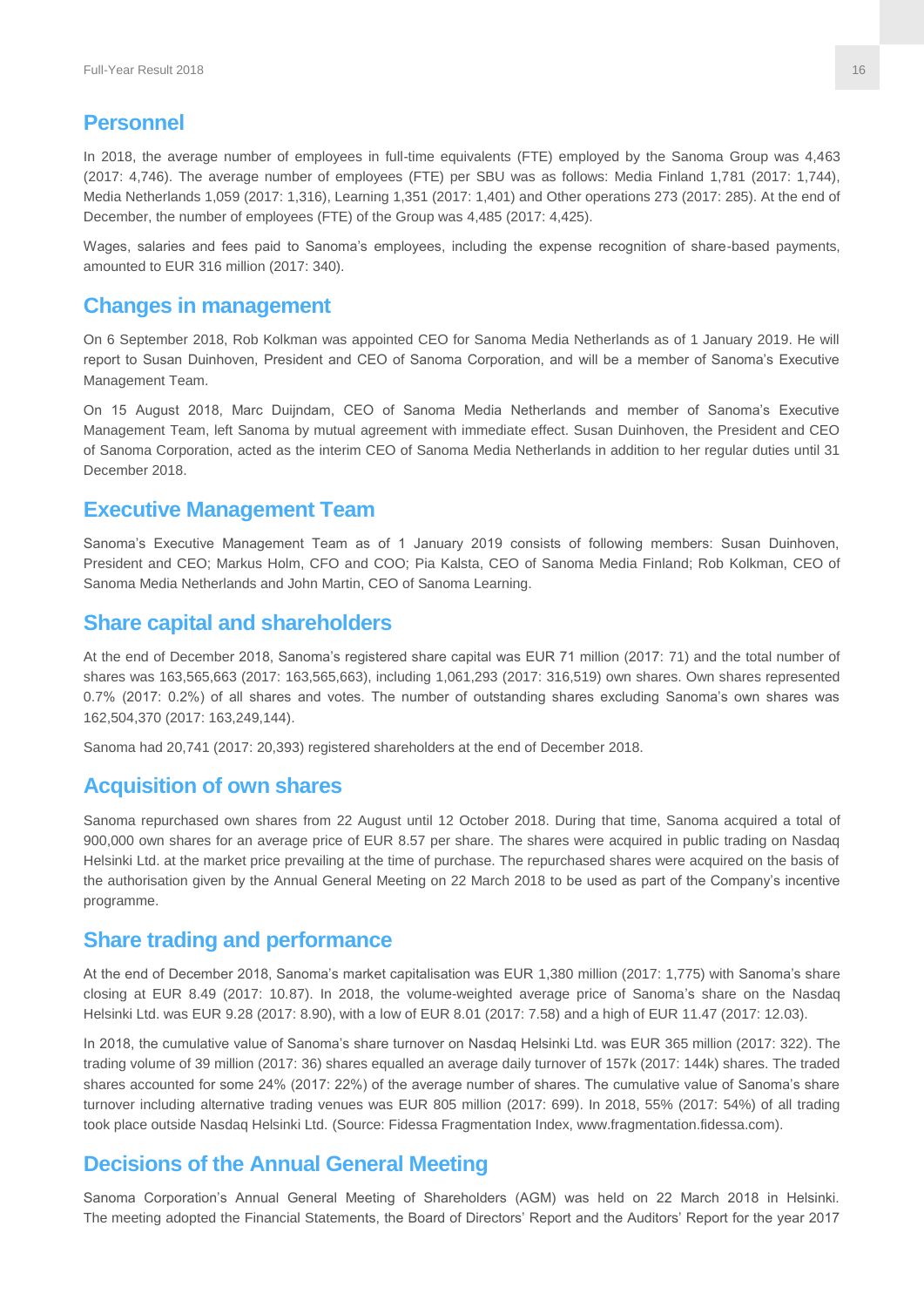## Personnel

In 2018, the average number of employees in full-time equivalents (FTE) employed by the Sanoma Group was 4,463 (2017: 4,746). The average number of employees (FTE) per SBU was as follows: Media Finland 1,781 (2017: 1,744), Media Netherlands 1,059 (2017: 1,316), Learning 1,351 (2017: 1,401) and Other operations 273 (2017: 285). At the end of December, the number of employees (FTE) of the Group was 4,485 (2017: 4,425).

Wages, salaries and fees paid to Sanoma's employees, including the expense recognition of share-based payments, amounted to EUR 316 million (2017: 340).

## Changes in management

On 6 September 2018, Rob Kolkman was appointed CEO for Sanoma Media Netherlands as of 1 January 2019. He will report to Susan Duinhoven, President and CEO of Sanoma Corporation, and will be a member of Sanoma's Executive Management Team.

On 15 August 2018, Marc Duijndam, CEO of Sanoma Media Netherlands and member of Sanoma's Executive Management Team, left Sanoma by mutual agreement with immediate effect. Susan Duinhoven, the President and CEO of Sanoma Corporation, acted as the interim CEO of Sanoma Media Netherlands in addition to her regular duties until 31 December 2018.

## Executive Management Team

Sanoma's Executive Management Team as of 1 January 2019 consists of following members: Susan Duinhoven, President and CEO; Markus Holm, CFO and COO; Pia Kalsta, CEO of Sanoma Media Finland; Rob Kolkman, CEO of Sanoma Media Netherlands and John Martin, CEO of Sanoma Learning.

## Share capital and shareholders

At the end of December 2018, Sanoma's registered share capital was EUR 71 million (2017: 71) and the total number of shares was 163,565,663 (2017: 163,565,663), including 1,061,293 (2017: 316,519) own shares. Own shares represented 0.7% (2017: 0.2%) of all shares and votes. The number of outstanding shares excluding Sanoma's own shares was 162,504,370 (2017: 163,249,144).

Sanoma had 20,741 (2017: 20,393) registered shareholders at the end of December 2018.

## Acquisition of own shares

Sanoma repurchased own shares from 22 August until 12 October 2018. During that time, Sanoma acquired a total of 900,000 own shares for an average price of EUR 8.57 per share. The shares were acquired in public trading on Nasdaq Helsinki Ltd. at the market price prevailing at the time of purchase. The repurchased shares were acquired on the basis of the authorisation given by the Annual General Meeting on 22 March 2018 to be used as part of the Company's incentive programme.

## Share trading and performance

At the end of December 2018, Sanoma's market capitalisation was EUR 1,380 million (2017: 1,775) with Sanoma's share closing at EUR 8.49 (2017: 10.87). In 2018, the volume-weighted average price of Sanoma's share on the Nasdaq Helsinki Ltd. was EUR 9.28 (2017: 8.90), with a low of EUR 8.01 (2017: 7.58) and a high of EUR 11.47 (2017: 12.03).

In 2018, the cumulative value of Sanoma's share turnover on Nasdaq Helsinki Ltd. was EUR 365 million (2017: 322). The trading volume of 39 million (2017: 36) shares equalled an average daily turnover of 157k (2017: 144k) shares. The traded shares accounted for some 24% (2017: 22%) of the average number of shares. The cumulative value of Sanoma's share turnover including alternative trading venues was EUR 805 million (2017: 699). In 2018, 55% (2017: 54%) of all trading took place outside Nasdaq Helsinki Ltd. (Source: Fidessa Fragmentation Index, www.fragmentation.fidessa.com).

## Decisions of the Annual General Meeting

Sanoma Corporation's Annual General Meeting of Shareholders (AGM) was held on 22 March 2018 in Helsinki. The meeting adopted the Financial Statements, the Board of Directors' Report and the Auditors' Report for the year 2017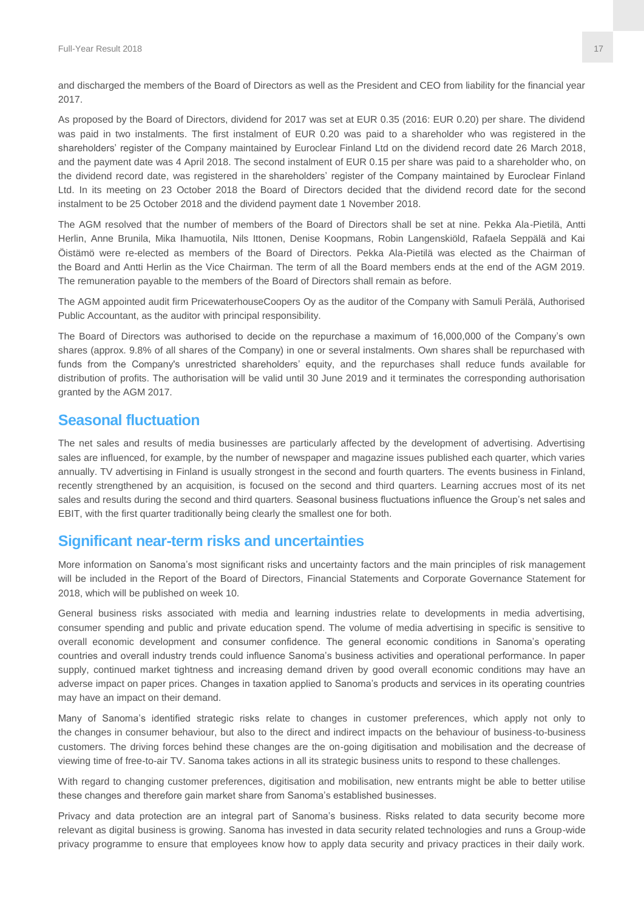and discharged the members of the Board of Directors as well as the President and CEO from liability for the financial year 2017.

As proposed by the Board of Directors, dividend for 2017 was set at EUR 0.35 (2016: EUR 0.20) per share. The dividend was paid in two instalments. The first instalment of EUR 0.20 was paid to a shareholder who was registered in the shareholders' register of the Company maintained by Euroclear Finland Ltd on the dividend record date 26 March 2018, and the payment date was 4 April 2018. The second instalment of EUR 0.15 per share was paid to a shareholder who, on the dividend record date, was registered in the shareholders' register of the Company maintained by Euroclear Finland Ltd. In its meeting on 23 October 2018 the Board of Directors decided that the dividend record date for the second instalment to be 25 October 2018 and the dividend payment date 1 November 2018.

The AGM resolved that the number of members of the Board of Directors shall be set at nine. Pekka Ala-Pietilä, Antti Herlin, Anne Brunila, Mika Ihamuotila, Nils Ittonen, Denise Koopmans, Robin Langenskiöld, Rafaela Seppälä and Kai Öistämö were re-elected as members of the Board of Directors. Pekka Ala-Pietilä was elected as the Chairman of the Board and Antti Herlin as the Vice Chairman. The term of all the Board members ends at the end of the AGM 2019. The remuneration payable to the members of the Board of Directors shall remain as before.

The AGM appointed audit firm PricewaterhouseCoopers Oy as the auditor of the Company with Samuli Perälä, Authorised Public Accountant, as the auditor with principal responsibility.

The Board of Directors was authorised to decide on the repurchase a maximum of 16,000,000 of the Company's own shares (approx. 9.8% of all shares of the Company) in one or several instalments. Own shares shall be repurchased with funds from the Company's unrestricted shareholders' equity, and the repurchases shall reduce funds available for distribution of profits. The authorisation will be valid until 30 June 2019 and it terminates the corresponding authorisation granted by the AGM 2017.

## Seasonal fluctuation

The net sales and results of media businesses are particularly affected by the development of advertising. Advertising sales are influenced, for example, by the number of newspaper and magazine issues published each quarter, which varies annually. TV advertising in Finland is usually strongest in the second and fourth quarters. The events business in Finland, recently strengthened by an acquisition, is focused on the second and third quarters. Learning accrues most of its net sales and results during the second and third quarters. Seasonal business fluctuations influence the Group's net sales and EBIT, with the first quarter traditionally being clearly the smallest one for both.

## Significant near-term risks and uncertainties

More information on Sanoma's most significant risks and uncertainty factors and the main principles of risk management will be included in the Report of the Board of Directors, Financial Statements and Corporate Governance Statement for 2018, which will be published on week 10.

General business risks associated with media and learning industries relate to developments in media advertising, consumer spending and public and private education spend. The volume of media advertising in specific is sensitive to overall economic development and consumer confidence. The general economic conditions in Sanoma's operating countries and overall industry trends could influence Sanoma's business activities and operational performance. In paper supply, continued market tightness and increasing demand driven by good overall economic conditions may have an adverse impact on paper prices. Changes in taxation applied to Sanoma's products and services in its operating countries may have an impact on their demand.

Many of Sanoma's identified strategic risks relate to changes in customer preferences, which apply not only to the changes in consumer behaviour, but also to the direct and indirect impacts on the behaviour of business-to-business customers. The driving forces behind these changes are the on-going digitisation and mobilisation and the decrease of viewing time of free-to-air TV. Sanoma takes actions in all its strategic business units to respond to these challenges.

With regard to changing customer preferences, digitisation and mobilisation, new entrants might be able to better utilise these changes and therefore gain market share from Sanoma's established businesses.

Privacy and data protection are an integral part of Sanoma's business. Risks related to data security become more relevant as digital business is growing. Sanoma has invested in data security related technologies and runs a Group-wide privacy programme to ensure that employees know how to apply data security and privacy practices in their daily work.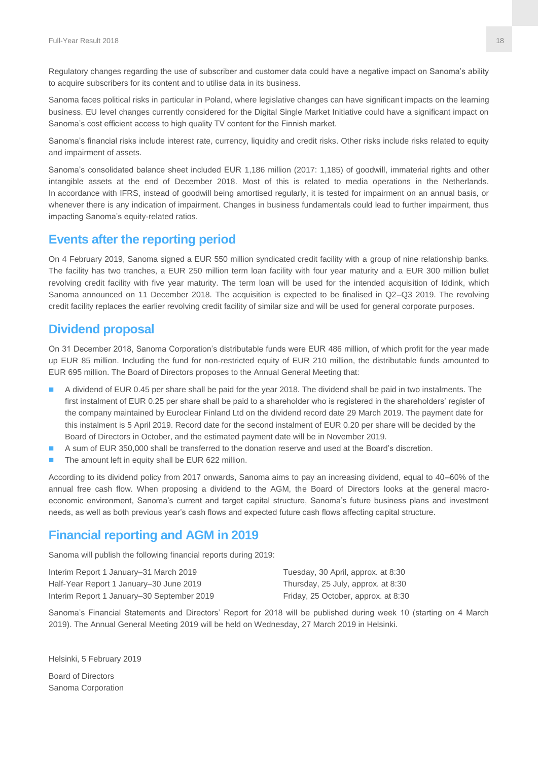Regulatory changes regarding the use of subscriber and customer data could have a negative impact on Sanoma's ability to acquire subscribers for its content and to utilise data in its business.

Sanoma faces political risks in particular in Poland, where legislative changes can have significant impacts on the learning business. EU level changes currently considered for the Digital Single Market Initiative could have a significant impact on Sanoma's cost efficient access to high quality TV content for the Finnish market.

Sanoma's financial risks include interest rate, currency, liquidity and credit risks. Other risks include risks related to equity and impairment of assets.

Sanoma's consolidated balance sheet included EUR 1,186 million (2017: 1,185) of goodwill, immaterial rights and other intangible assets at the end of December 2018. Most of this is related to media operations in the Netherlands. In accordance with IFRS, instead of goodwill being amortised regularly, it is tested for impairment on an annual basis, or whenever there is any indication of impairment. Changes in business fundamentals could lead to further impairment, thus impacting Sanoma's equity-related ratios.

## Events after the reporting period

On 4 February 2019, Sanoma signed a EUR 550 million syndicated credit facility with a group of nine relationship banks. The facility has two tranches, a EUR 250 million term loan facility with four year maturity and a EUR 300 million bullet revolving credit facility with five year maturity. The term loan will be used for the intended acquisition of Iddink, which Sanoma announced on 11 December 2018. The acquisition is expected to be finalised in Q2–Q3 2019. The revolving credit facility replaces the earlier revolving credit facility of similar size and will be used for general corporate purposes.

## Dividend proposal

On 31 December 2018, Sanoma Corporation's distributable funds were EUR 486 million, of which profit for the year made up EUR 85 million. Including the fund for non-restricted equity of EUR 210 million, the distributable funds amounted to EUR 695 million. The Board of Directors proposes to the Annual General Meeting that:

- A dividend of EUR 0.45 per share shall be paid for the year 2018. The dividend shall be paid in two instalments. The first instalment of EUR 0.25 per share shall be paid to a shareholder who is registered in the shareholders' register of the company maintained by Euroclear Finland Ltd on the dividend record date 29 March 2019. The payment date for this instalment is 5 April 2019. Record date for the second instalment of EUR 0.20 per share will be decided by the Board of Directors in October, and the estimated payment date will be in November 2019.
- A sum of EUR 350,000 shall be transferred to the donation reserve and used at the Board's discretion.
- The amount left in equity shall be EUR 622 million.

According to its dividend policy from 2017 onwards, Sanoma aims to pay an increasing dividend, equal to 40–60% of the annual free cash flow. When proposing a dividend to the AGM, the Board of Directors looks at the general macro-economic environment, Sanoma's current and target capital structure, Sanoma's future business plans and investment needs, as well as both previous year's cash flows and expected future cash flows affecting capital structure.

## Financial reporting and AGM in 2019

Sanoma will publish the following financial reports during 2019:

| | |
|---|---|
| Interim Report 1 January–31 March 2019 | Tuesday, 30 April, approx. at 8:30 |
| Half-Year Report 1 January–30 June 2019 | Thursday, 25 July, approx. at 8:30 |
| Interim Report 1 January–30 September 2019 | Friday, 25 October, approx. at 8:30 |

Sanoma's Financial Statements and Directors' Report for 2018 will be published during week 10 (starting on 4 March 2019). The Annual General Meeting 2019 will be held on Wednesday, 27 March 2019 in Helsinki.

Helsinki, 5 February 2019

Board of Directors
Sanoma Corporation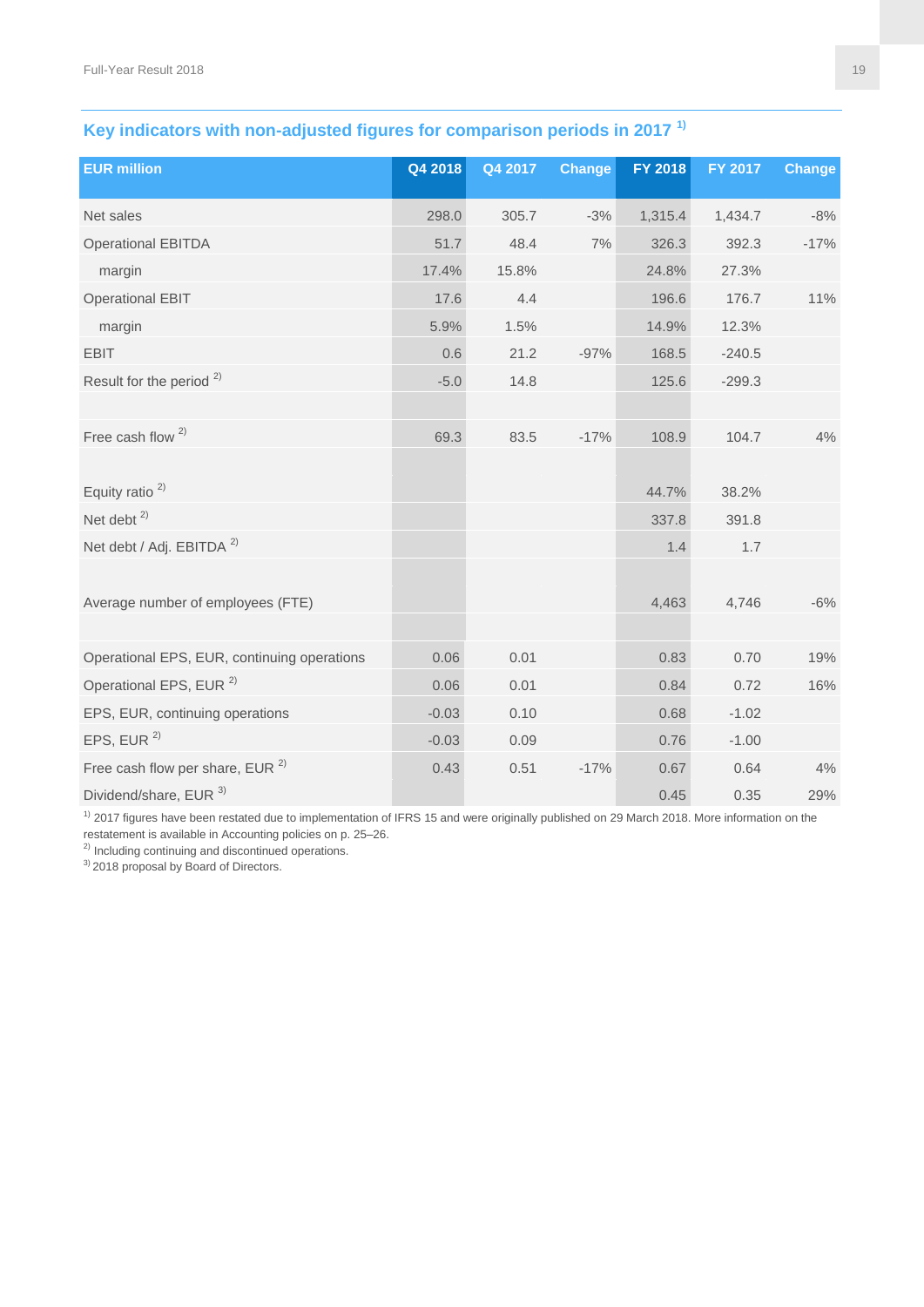## Key indicators with non-adjusted figures for comparison periods in 2017 [1)]

| EUR million | Q4 2018 | Q4 2017 | Change | FY 2018 | FY 2017 | Change |
|---|---|---|---|---|---|---|
| Net sales | 298.0 | 305.7 | -3% | 1,315.4 | 1,434.7 | -8% |
| Operational EBITDA | 51.7 | 48.4 | 7% | 326.3 | 392.3 | -17% |
| margin | 17.4% | 15.8% | | 24.8% | 27.3% | |
| Operational EBIT | 17.6 | 4.4 | | 196.6 | 176.7 | 11% |
| margin | 5.9% | 1.5% | | 14.9% | 12.3% | |
| EBIT | 0.6 | 21.2 | -97% | 168.5 | -240.5 | |
| Result for the period [2)] | -5.0 | 14.8 | | 125.6 | -299.3 | |
| | | | | | | |
| Free cash flow [2)] | 69.3 | 83.5 | -17% | 108.9 | 104.7 | 4% |
| | | | | | | |
| Equity ratio [2)] | | | | 44.7% | 38.2% | |
| Net debt [2)] | | | | 337.8 | 391.8 | |
| Net debt / Adj. EBITDA [2)] | | | | 1.4 | 1.7 | |
| | | | | | | |
| Average number of employees (FTE) | | | | 4,463 | 4,746 | -6% |
| | | | | | | |
| Operational EPS, EUR, continuing operations | 0.06 | 0.01 | | 0.83 | 0.70 | 19% |
| Operational EPS, EUR [2)] | 0.06 | 0.01 | | 0.84 | 0.72 | 16% |
| EPS, EUR, continuing operations | -0.03 | 0.10 | | 0.68 | -1.02 | |
| EPS, EUR [2)] | -0.03 | 0.09 | | 0.76 | -1.00 | |
| Free cash flow per share, EUR [2)] | 0.43 | 0.51 | -17% | 0.67 | 0.64 | 4% |
| Dividend/share, EUR [3)] | | | | 0.45 | 0.35 | 29% |

[1)] 2017 figures have been restated due to implementation of IFRS 15 and were originally published on 29 March 2018. More information on the restatement is available in Accounting policies on p. 25–26.
[2)] Including continuing and discontinued operations.
[3)] 2018 proposal by Board of Directors.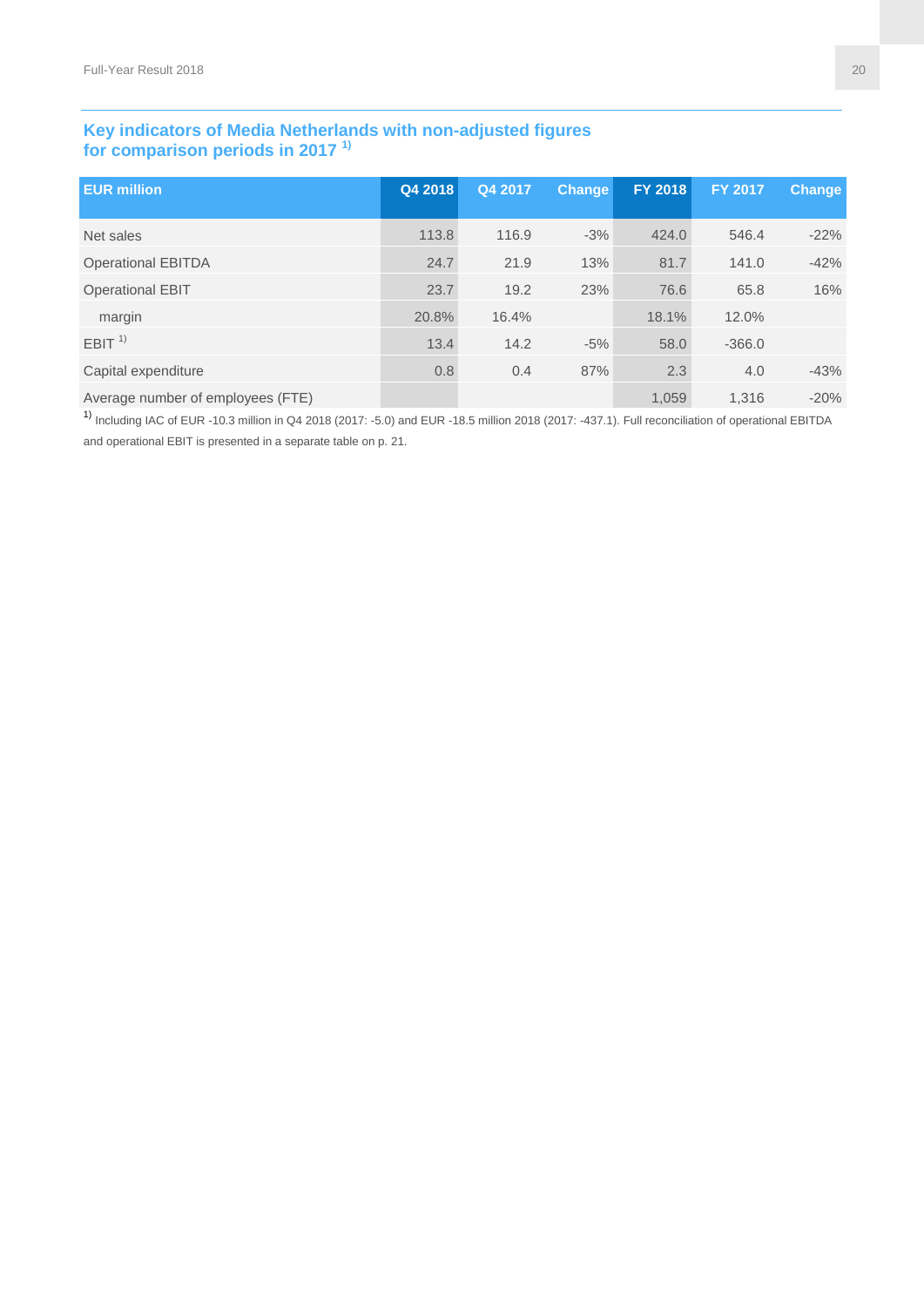## Key indicators of Media Netherlands with non-adjusted figures for comparison periods in 2017 [1)]

| EUR million | Q4 2018 | Q4 2017 | Change | FY 2018 | FY 2017 | Change |
|---|---|---|---|---|---|---|
| Net sales | 113.8 | 116.9 | -3% | 424.0 | 546.4 | -22% |
| Operational EBITDA | 24.7 | 21.9 | 13% | 81.7 | 141.0 | -42% |
| Operational EBIT | 23.7 | 19.2 | 23% | 76.6 | 65.8 | 16% |
| margin | 20.8% | 16.4% | | 18.1% | 12.0% | |
| EBIT [1)] | 13.4 | 14.2 | -5% | 58.0 | -366.0 | |
| Capital expenditure | 0.8 | 0.4 | 87% | 2.3 | 4.0 | -43% |
| Average number of employees (FTE) | | | | 1,059 | 1,316 | -20% |

[1)] Including IAC of EUR -10.3 million in Q4 2018 (2017: -5.0) and EUR -18.5 million 2018 (2017: -437.1). Full reconciliation of operational EBITDA and operational EBIT is presented in a separate table on p. 21.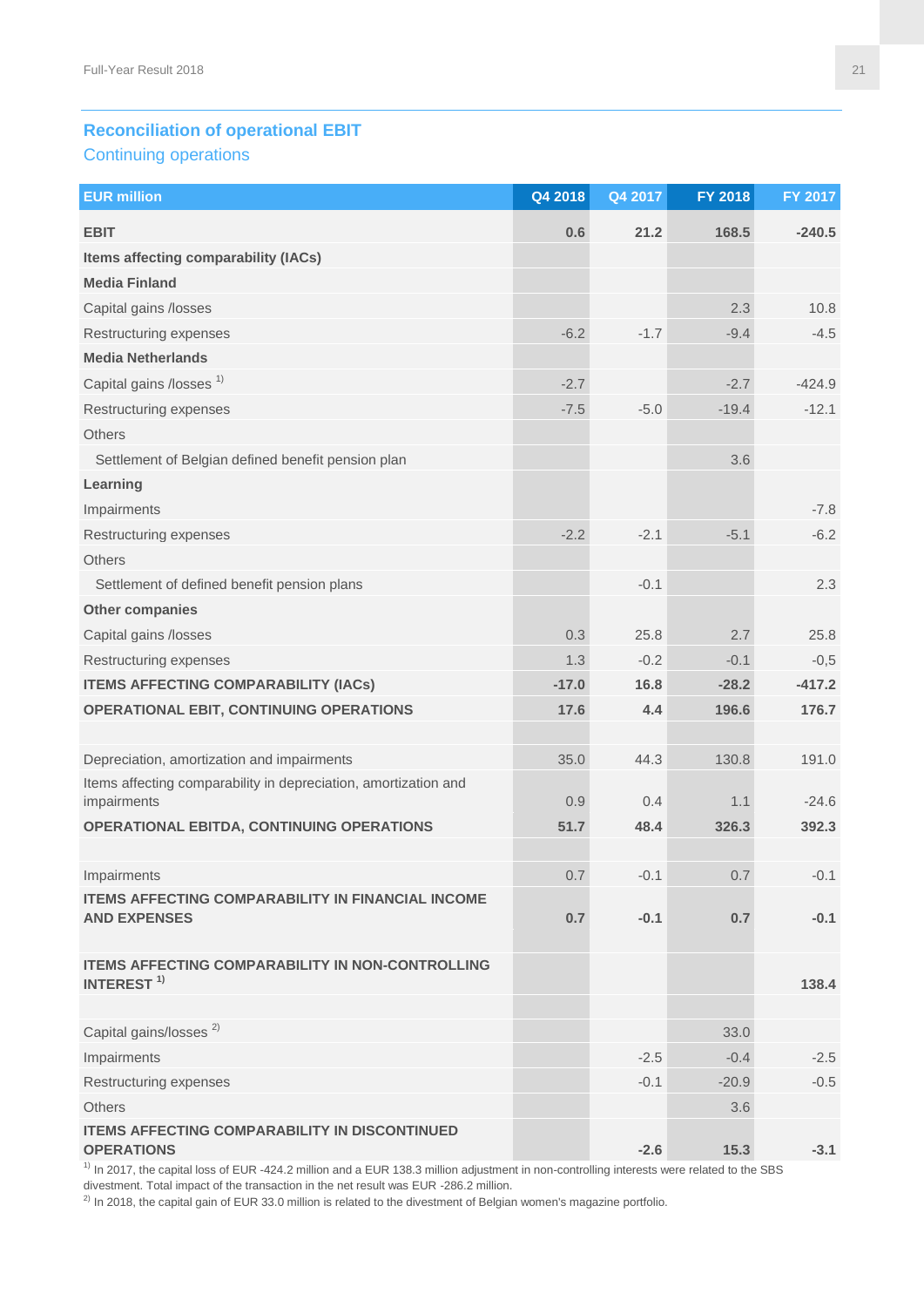## Reconciliation of operational EBIT

### Continuing operations

| EUR million | Q4 2018 | Q4 2017 | FY 2018 | FY 2017 |
|---|---|---|---|---|
| **EBIT** | **0.6** | **21.2** | **168.5** | **-240.5** |
| **Items affecting comparability (IACs)** | | | | |
| **Media Finland** | | | | |
| Capital gains /losses | | | 2.3 | 10.8 |
| Restructuring expenses | -6.2 | -1.7 | -9.4 | -4.5 |
| **Media Netherlands** | | | | |
| Capital gains /losses [1] | -2.7 | | -2.7 | -424.9 |
| Restructuring expenses | -7.5 | -5.0 | -19.4 | -12.1 |
| Others | | | | |
| Settlement of Belgian defined benefit pension plan | | | 3.6 | |
| **Learning** | | | | |
| Impairments | | | | -7.8 |
| Restructuring expenses | -2.2 | -2.1 | -5.1 | -6.2 |
| Others | | | | |
| Settlement of defined benefit pension plans | | -0.1 | | 2.3 |
| **Other companies** | | | | |
| Capital gains /losses | 0.3 | 25.8 | 2.7 | 25.8 |
| Restructuring expenses | 1.3 | -0.2 | -0.1 | -0,5 |
| **ITEMS AFFECTING COMPARABILITY (IACs)** | **-17.0** | **16.8** | **-28.2** | **-417.2** |
| **OPERATIONAL EBIT, CONTINUING OPERATIONS** | **17.6** | **4.4** | **196.6** | **176.7** |
| | | | | |
| Depreciation, amortization and impairments | 35.0 | 44.3 | 130.8 | 191.0 |
| Items affecting comparability in depreciation, amortization and impairments | 0.9 | 0.4 | 1.1 | -24.6 |
| **OPERATIONAL EBITDA, CONTINUING OPERATIONS** | **51.7** | **48.4** | **326.3** | **392.3** |
| | | | | |
| Impairments | 0.7 | -0.1 | 0.7 | -0.1 |
| **ITEMS AFFECTING COMPARABILITY IN FINANCIAL INCOME AND EXPENSES** | **0.7** | **-0.1** | **0.7** | **-0.1** |
| | | | | |
| **ITEMS AFFECTING COMPARABILITY IN NON-CONTROLLING INTEREST [1]** | | | | **138.4** |
| | | | | |
| Capital gains/losses [2] | | | 33.0 | |
| Impairments | | -2.5 | -0.4 | -2.5 |
| Restructuring expenses | | -0.1 | -20.9 | -0.5 |
| Others | | | 3.6 | |
| **ITEMS AFFECTING COMPARABILITY IN DISCONTINUED OPERATIONS** | | **-2.6** | **15.3** | **-3.1** |

[1] In 2017, the capital loss of EUR -424.2 million and a EUR 138.3 million adjustment in non-controlling interests were related to the SBS divestment. Total impact of the transaction in the net result was EUR -286.2 million.

[2] In 2018, the capital gain of EUR 33.0 million is related to the divestment of Belgian women's magazine portfolio.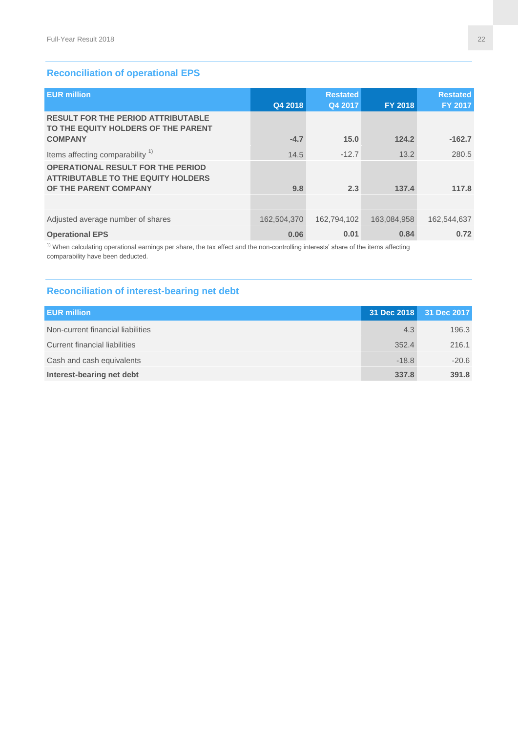## Reconciliation of operational EPS

| EUR million | Q4 2018 | Restated Q4 2017 | FY 2018 | Restated FY 2017 |
|---|---|---|---|---|
| **RESULT FOR THE PERIOD ATTRIBUTABLE TO THE EQUITY HOLDERS OF THE PARENT COMPANY** | **-4.7** | **15.0** | **124.2** | **-162.7** |
| Items affecting comparability [1)] | 14.5 | -12.7 | 13.2 | 280.5 |
| **OPERATIONAL RESULT FOR THE PERIOD ATTRIBUTABLE TO THE EQUITY HOLDERS OF THE PARENT COMPANY** | **9.8** | **2.3** | **137.4** | **117.8** |
| | | | | |
| Adjusted average number of shares | 162,504,370 | 162,794,102 | 163,084,958 | 162,544,637 |
| **Operational EPS** | **0.06** | **0.01** | **0.84** | **0.72** |

[1)] When calculating operational earnings per share, the tax effect and the non-controlling interests' share of the items affecting comparability have been deducted.

## Reconciliation of interest-bearing net debt

| EUR million | 31 Dec 2018 | 31 Dec 2017 |
|---|---|---|
| Non-current financial liabilities | 4.3 | 196.3 |
| Current financial liabilities | 352.4 | 216.1 |
| Cash and cash equivalents | -18.8 | -20.6 |
| **Interest-bearing net debt** | **337.8** | **391.8** |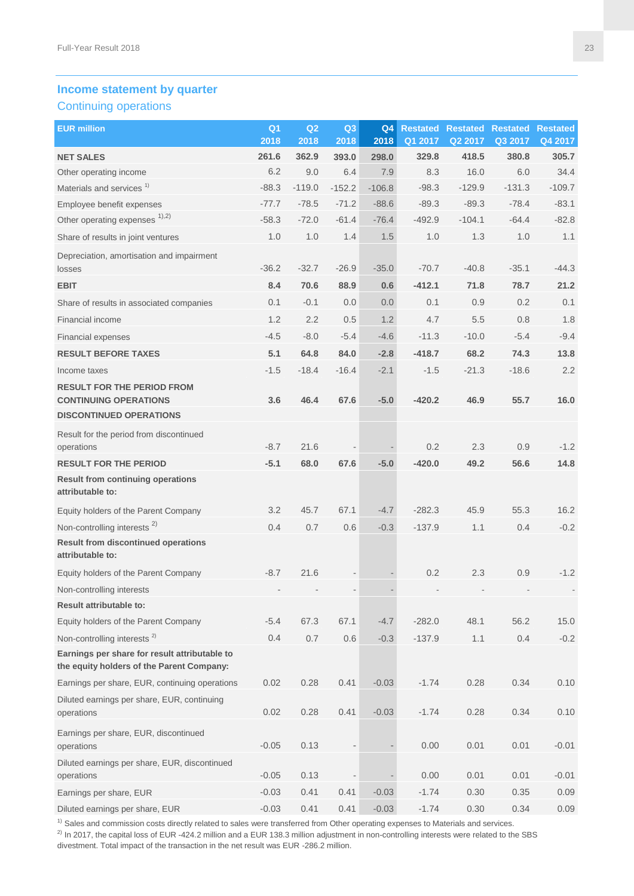## Income statement by quarter

### Continuing operations

| EUR million | Q1 2018 | Q2 2018 | Q3 2018 | Q4 2018 | Restated Q1 2017 | Restated Q2 2017 | Restated Q3 2017 | Restated Q4 2017 |
|---|---|---|---|---|---|---|---|---|
| **NET SALES** | **261.6** | **362.9** | **393.0** | **298.0** | **329.8** | **418.5** | **380.8** | **305.7** |
| Other operating income | 6.2 | 9.0 | 6.4 | 7.9 | 8.3 | 16.0 | 6.0 | 34.4 |
| Materials and services [1] | -88.3 | -119.0 | -152.2 | -106.8 | -98.3 | -129.9 | -131.3 | -109.7 |
| Employee benefit expenses | -77.7 | -78.5 | -71.2 | -88.6 | -89.3 | -89.3 | -78.4 | -83.1 |
| Other operating expenses [1),2)] | -58.3 | -72.0 | -61.4 | -76.4 | -492.9 | -104.1 | -64.4 | -82.8 |
| Share of results in joint ventures | 1.0 | 1.0 | 1.4 | 1.5 | 1.0 | 1.3 | 1.0 | 1.1 |
| Depreciation, amortisation and impairment losses | -36.2 | -32.7 | -26.9 | -35.0 | -70.7 | -40.8 | -35.1 | -44.3 |
| **EBIT** | **8.4** | **70.6** | **88.9** | **0.6** | **-412.1** | **71.8** | **78.7** | **21.2** |
| Share of results in associated companies | 0.1 | -0.1 | 0.0 | 0.0 | 0.1 | 0.9 | 0.2 | 0.1 |
| Financial income | 1.2 | 2.2 | 0.5 | 1.2 | 4.7 | 5.5 | 0.8 | 1.8 |
| Financial expenses | -4.5 | -8.0 | -5.4 | -4.6 | -11.3 | -10.0 | -5.4 | -9.4 |
| **RESULT BEFORE TAXES** | **5.1** | **64.8** | **84.0** | **-2.8** | **-418.7** | **68.2** | **74.3** | **13.8** |
| Income taxes | -1.5 | -18.4 | -16.4 | -2.1 | -1.5 | -21.3 | -18.6 | 2.2 |
| **RESULT FOR THE PERIOD FROM CONTINUING OPERATIONS** | **3.6** | **46.4** | **67.6** | **-5.0** | **-420.2** | **46.9** | **55.7** | **16.0** |
| **DISCONTINUED OPERATIONS** | | | | | | | | |
| Result for the period from discontinued operations | -8.7 | 21.6 | - | - | 0.2 | 2.3 | 0.9 | -1.2 |
| **RESULT FOR THE PERIOD** | **-5.1** | **68.0** | **67.6** | **-5.0** | **-420.0** | **49.2** | **56.6** | **14.8** |
| **Result from continuing operations attributable to:** | | | | | | | | |
| Equity holders of the Parent Company | 3.2 | 45.7 | 67.1 | -4.7 | -282.3 | 45.9 | 55.3 | 16.2 |
| Non-controlling interests [2] | 0.4 | 0.7 | 0.6 | -0.3 | -137.9 | 1.1 | 0.4 | -0.2 |
| **Result from discontinued operations attributable to:** | | | | | | | | |
| Equity holders of the Parent Company | -8.7 | 21.6 | - | - | 0.2 | 2.3 | 0.9 | -1.2 |
| Non-controlling interests | - | - | - | - | - | - | - | - |
| **Result attributable to:** | | | | | | | | |
| Equity holders of the Parent Company | -5.4 | 67.3 | 67.1 | -4.7 | -282.0 | 48.1 | 56.2 | 15.0 |
| Non-controlling interests [2] | 0.4 | 0.7 | 0.6 | -0.3 | -137.9 | 1.1 | 0.4 | -0.2 |
| **Earnings per share for result attributable to the equity holders of the Parent Company:** | | | | | | | | |
| Earnings per share, EUR, continuing operations | 0.02 | 0.28 | 0.41 | -0.03 | -1.74 | 0.28 | 0.34 | 0.10 |
| Diluted earnings per share, EUR, continuing operations | 0.02 | 0.28 | 0.41 | -0.03 | -1.74 | 0.28 | 0.34 | 0.10 |
| Earnings per share, EUR, discontinued operations | -0.05 | 0.13 | - | - | 0.00 | 0.01 | 0.01 | -0.01 |
| Diluted earnings per share, EUR, discontinued operations | -0.05 | 0.13 | - | - | 0.00 | 0.01 | 0.01 | -0.01 |
| Earnings per share, EUR | -0.03 | 0.41 | 0.41 | -0.03 | -1.74 | 0.30 | 0.35 | 0.09 |
| Diluted earnings per share, EUR | -0.03 | 0.41 | 0.41 | -0.03 | -1.74 | 0.30 | 0.34 | 0.09 |

[1] Sales and commission costs directly related to sales were transferred from Other operating expenses to Materials and services.
[2] In 2017, the capital loss of EUR -424.2 million and a EUR 138.3 million adjustment in non-controlling interests were related to the SBS divestment. Total impact of the transaction in the net result was EUR -286.2 million.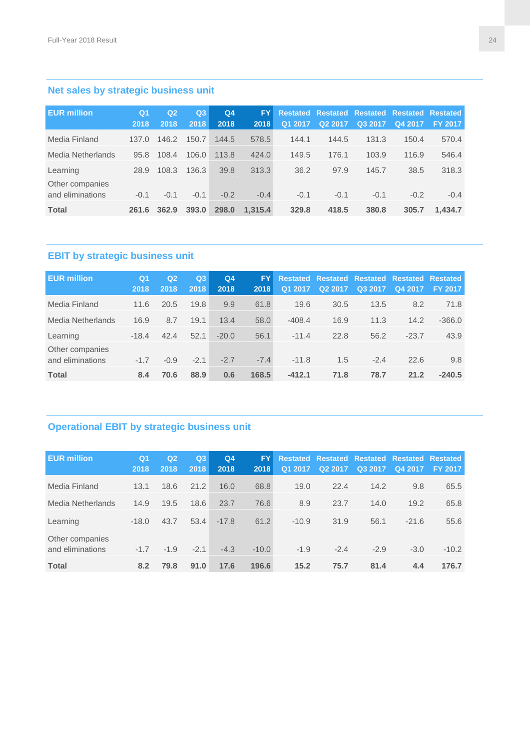## Net sales by strategic business unit

| EUR million | Q1 2018 | Q2 2018 | Q3 2018 | Q4 2018 | FY 2018 | Restated Q1 2017 | Restated Q2 2017 | Restated Q3 2017 | Restated Q4 2017 | Restated FY 2017 |
|---|---|---|---|---|---|---|---|---|---|---|
| Media Finland | 137.0 | 146.2 | 150.7 | 144.5 | 578.5 | 144.1 | 144.5 | 131.3 | 150.4 | 570.4 |
| Media Netherlands | 95.8 | 108.4 | 106.0 | 113.8 | 424.0 | 149.5 | 176.1 | 103.9 | 116.9 | 546.4 |
| Learning | 28.9 | 108.3 | 136.3 | 39.8 | 313.3 | 36.2 | 97.9 | 145.7 | 38.5 | 318.3 |
| Other companies and eliminations | -0.1 | -0.1 | -0.1 | -0.2 | -0.4 | -0.1 | -0.1 | -0.1 | -0.2 | -0.4 |
| **Total** | **261.6** | **362.9** | **393.0** | **298.0** | **1,315.4** | **329.8** | **418.5** | **380.8** | **305.7** | **1,434.7** |

## EBIT by strategic business unit

| EUR million | Q1 2018 | Q2 2018 | Q3 2018 | Q4 2018 | FY 2018 | Restated Q1 2017 | Restated Q2 2017 | Restated Q3 2017 | Restated Q4 2017 | Restated FY 2017 |
|---|---|---|---|---|---|---|---|---|---|---|
| Media Finland | 11.6 | 20.5 | 19.8 | 9.9 | 61.8 | 19.6 | 30.5 | 13.5 | 8.2 | 71.8 |
| Media Netherlands | 16.9 | 8.7 | 19.1 | 13.4 | 58.0 | -408.4 | 16.9 | 11.3 | 14.2 | -366.0 |
| Learning | -18.4 | 42.4 | 52.1 | -20.0 | 56.1 | -11.4 | 22.8 | 56.2 | -23.7 | 43.9 |
| Other companies and eliminations | -1.7 | -0.9 | -2.1 | -2.7 | -7.4 | -11.8 | 1.5 | -2.4 | 22.6 | 9.8 |
| **Total** | **8.4** | **70.6** | **88.9** | **0.6** | **168.5** | **-412.1** | **71.8** | **78.7** | **21.2** | **-240.5** |

## Operational EBIT by strategic business unit

| EUR million | Q1 2018 | Q2 2018 | Q3 2018 | Q4 2018 | FY 2018 | Restated Q1 2017 | Restated Q2 2017 | Restated Q3 2017 | Restated Q4 2017 | Restated FY 2017 |
|---|---|---|---|---|---|---|---|---|---|---|
| Media Finland | 13.1 | 18.6 | 21.2 | 16.0 | 68.8 | 19.0 | 22.4 | 14.2 | 9.8 | 65.5 |
| Media Netherlands | 14.9 | 19.5 | 18.6 | 23.7 | 76.6 | 8.9 | 23.7 | 14.0 | 19.2 | 65.8 |
| Learning | -18.0 | 43.7 | 53.4 | -17.8 | 61.2 | -10.9 | 31.9 | 56.1 | -21.6 | 55.6 |
| Other companies and eliminations | -1.7 | -1.9 | -2.1 | -4.3 | -10.0 | -1.9 | -2.4 | -2.9 | -3.0 | -10.2 |
| **Total** | **8.2** | **79.8** | **91.0** | **17.6** | **196.6** | **15.2** | **75.7** | **81.4** | **4.4** | **176.7** |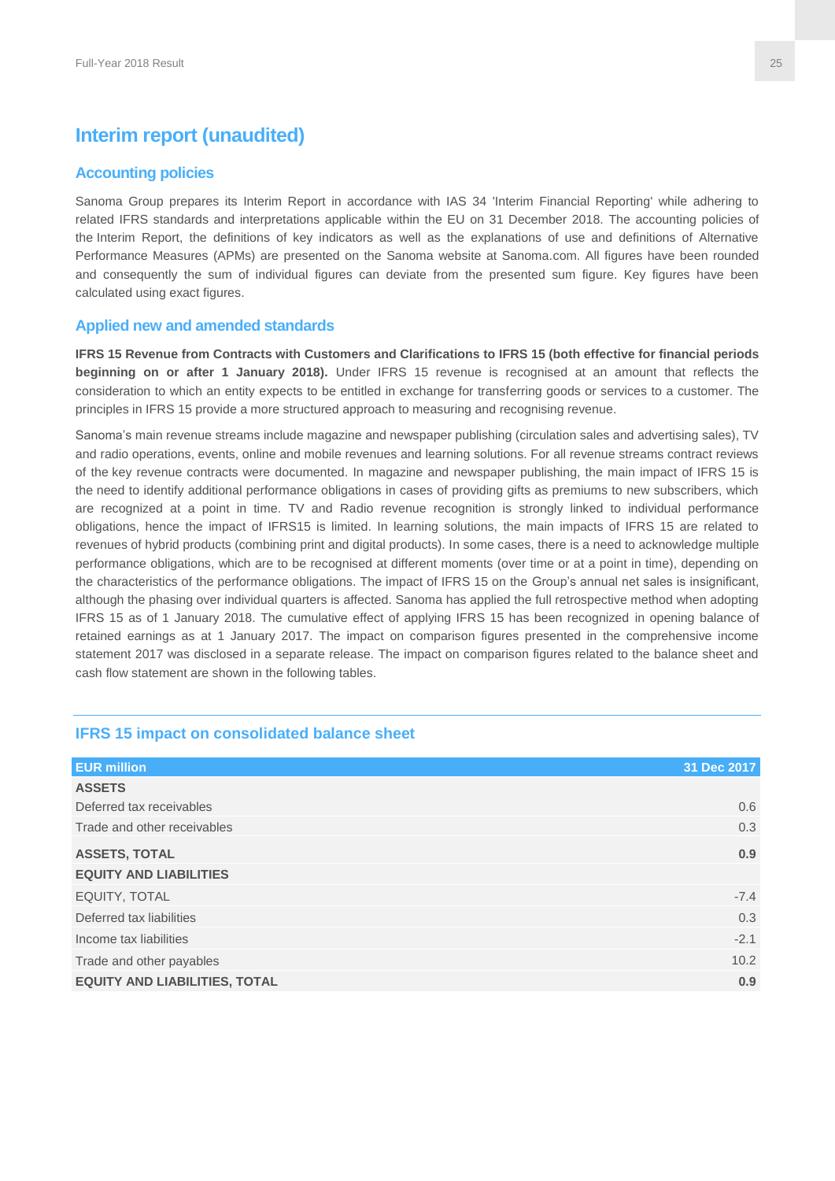# Interim report (unaudited)

## Accounting policies

Sanoma Group prepares its Interim Report in accordance with IAS 34 'Interim Financial Reporting' while adhering to related IFRS standards and interpretations applicable within the EU on 31 December 2018. The accounting policies of the Interim Report, the definitions of key indicators as well as the explanations of use and definitions of Alternative Performance Measures (APMs) are presented on the Sanoma website at Sanoma.com. All figures have been rounded and consequently the sum of individual figures can deviate from the presented sum figure. Key figures have been calculated using exact figures.

## Applied new and amended standards

**IFRS 15 Revenue from Contracts with Customers and Clarifications to IFRS 15 (both effective for financial periods beginning on or after 1 January 2018).** Under IFRS 15 revenue is recognised at an amount that reflects the consideration to which an entity expects to be entitled in exchange for transferring goods or services to a customer. The principles in IFRS 15 provide a more structured approach to measuring and recognising revenue.

Sanoma's main revenue streams include magazine and newspaper publishing (circulation sales and advertising sales), TV and radio operations, events, online and mobile revenues and learning solutions. For all revenue streams contract reviews of the key revenue contracts were documented. In magazine and newspaper publishing, the main impact of IFRS 15 is the need to identify additional performance obligations in cases of providing gifts as premiums to new subscribers, which are recognized at a point in time. TV and Radio revenue recognition is strongly linked to individual performance obligations, hence the impact of IFRS15 is limited. In learning solutions, the main impacts of IFRS 15 are related to revenues of hybrid products (combining print and digital products). In some cases, there is a need to acknowledge multiple performance obligations, which are to be recognised at different moments (over time or at a point in time), depending on the characteristics of the performance obligations. The impact of IFRS 15 on the Group's annual net sales is insignificant, although the phasing over individual quarters is affected. Sanoma has applied the full retrospective method when adopting IFRS 15 as of 1 January 2018. The cumulative effect of applying IFRS 15 has been recognized in opening balance of retained earnings as at 1 January 2017. The impact on comparison figures presented in the comprehensive income statement 2017 was disclosed in a separate release. The impact on comparison figures related to the balance sheet and cash flow statement are shown in the following tables.

### IFRS 15 impact on consolidated balance sheet

| EUR million | 31 Dec 2017 |
|---|---|
| **ASSETS** | |
| Deferred tax receivables | 0.6 |
| Trade and other receivables | 0.3 |
| **ASSETS, TOTAL** | **0.9** |
| **EQUITY AND LIABILITIES** | |
| EQUITY, TOTAL | -7.4 |
| Deferred tax liabilities | 0.3 |
| Income tax liabilities | -2.1 |
| Trade and other payables | 10.2 |
| **EQUITY AND LIABILITIES, TOTAL** | **0.9** |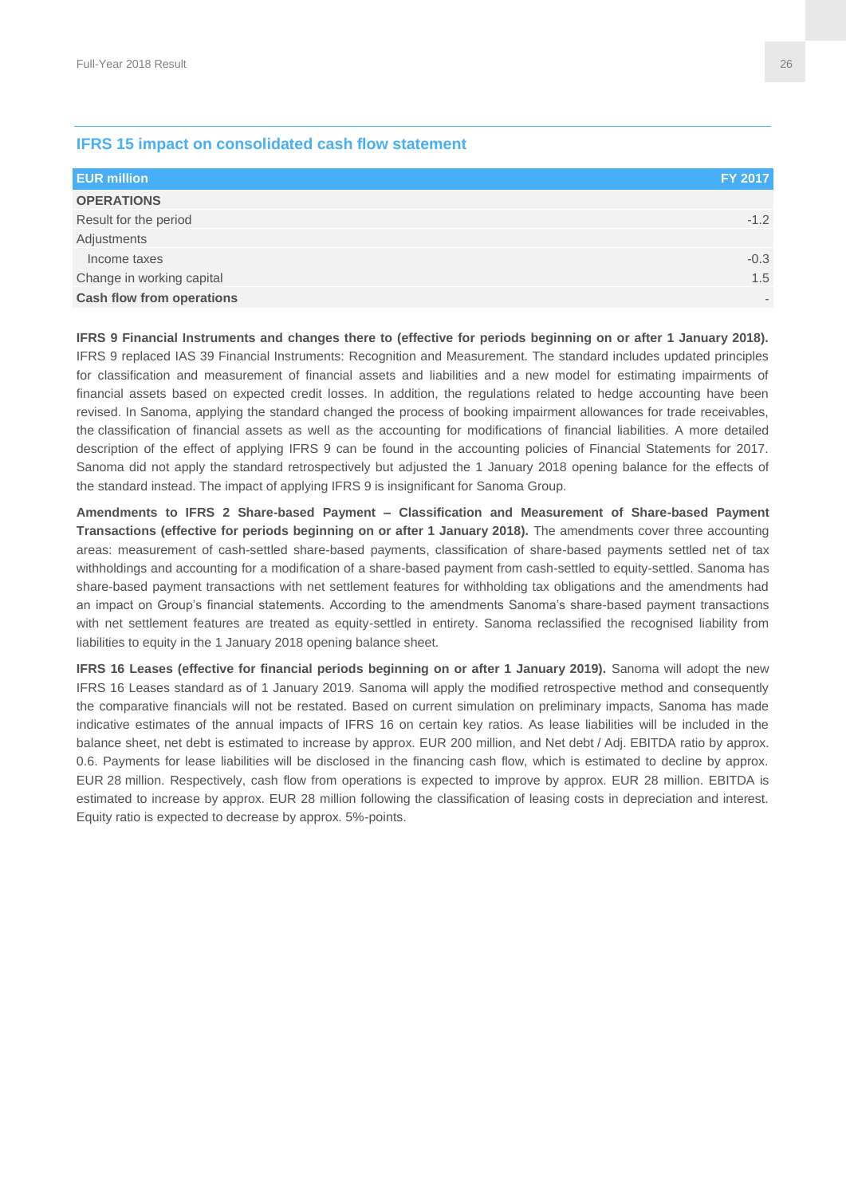## IFRS 15 impact on consolidated cash flow statement

| EUR million | FY 2017 |
|---|---|
| **OPERATIONS** | |
| Result for the period | -1.2 |
| Adjustments | |
| Income taxes | -0.3 |
| Change in working capital | 1.5 |
| **Cash flow from operations** | - |

**IFRS 9 Financial Instruments and changes there to (effective for periods beginning on or after 1 January 2018).** IFRS 9 replaced IAS 39 Financial Instruments: Recognition and Measurement. The standard includes updated principles for classification and measurement of financial assets and liabilities and a new model for estimating impairments of financial assets based on expected credit losses. In addition, the regulations related to hedge accounting have been revised. In Sanoma, applying the standard changed the process of booking impairment allowances for trade receivables, the classification of financial assets as well as the accounting for modifications of financial liabilities. A more detailed description of the effect of applying IFRS 9 can be found in the accounting policies of Financial Statements for 2017. Sanoma did not apply the standard retrospectively but adjusted the 1 January 2018 opening balance for the effects of the standard instead. The impact of applying IFRS 9 is insignificant for Sanoma Group.

**Amendments to IFRS 2 Share-based Payment – Classification and Measurement of Share-based Payment Transactions (effective for periods beginning on or after 1 January 2018).** The amendments cover three accounting areas: measurement of cash-settled share-based payments, classification of share-based payments settled net of tax withholdings and accounting for a modification of a share-based payment from cash-settled to equity-settled. Sanoma has share-based payment transactions with net settlement features for withholding tax obligations and the amendments had an impact on Group's financial statements. According to the amendments Sanoma's share-based payment transactions with net settlement features are treated as equity-settled in entirety. Sanoma reclassified the recognised liability from liabilities to equity in the 1 January 2018 opening balance sheet.

**IFRS 16 Leases (effective for financial periods beginning on or after 1 January 2019).** Sanoma will adopt the new IFRS 16 Leases standard as of 1 January 2019. Sanoma will apply the modified retrospective method and consequently the comparative financials will not be restated. Based on current simulation on preliminary impacts, Sanoma has made indicative estimates of the annual impacts of IFRS 16 on certain key ratios. As lease liabilities will be included in the balance sheet, net debt is estimated to increase by approx. EUR 200 million, and Net debt / Adj. EBITDA ratio by approx. 0.6. Payments for lease liabilities will be disclosed in the financing cash flow, which is estimated to decline by approx. EUR 28 million. Respectively, cash flow from operations is expected to improve by approx. EUR 28 million. EBITDA is estimated to increase by approx. EUR 28 million following the classification of leasing costs in depreciation and interest. Equity ratio is expected to decrease by approx. 5%-points.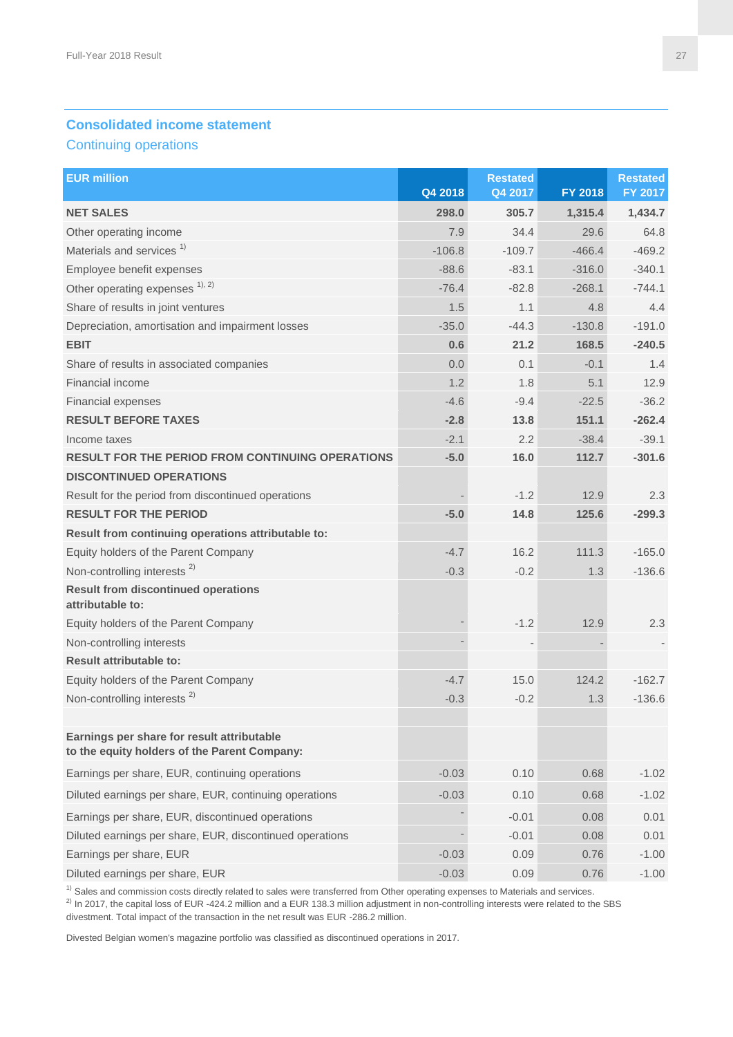## Consolidated income statement

### Continuing operations

| EUR million | Q4 2018 | Restated Q4 2017 | FY 2018 | Restated FY 2017 |
|---|---|---|---|---|
| **NET SALES** | **298.0** | **305.7** | **1,315.4** | **1,434.7** |
| Other operating income | 7.9 | 34.4 | 29.6 | 64.8 |
| Materials and services [1] | -106.8 | -109.7 | -466.4 | -469.2 |
| Employee benefit expenses | -88.6 | -83.1 | -316.0 | -340.1 |
| Other operating expenses [1), 2)] | -76.4 | -82.8 | -268.1 | -744.1 |
| Share of results in joint ventures | 1.5 | 1.1 | 4.8 | 4.4 |
| Depreciation, amortisation and impairment losses | -35.0 | -44.3 | -130.8 | -191.0 |
| **EBIT** | **0.6** | **21.2** | **168.5** | **-240.5** |
| Share of results in associated companies | 0.0 | 0.1 | -0.1 | 1.4 |
| Financial income | 1.2 | 1.8 | 5.1 | 12.9 |
| Financial expenses | -4.6 | -9.4 | -22.5 | -36.2 |
| **RESULT BEFORE TAXES** | **-2.8** | **13.8** | **151.1** | **-262.4** |
| Income taxes | -2.1 | 2.2 | -38.4 | -39.1 |
| **RESULT FOR THE PERIOD FROM CONTINUING OPERATIONS** | **-5.0** | **16.0** | **112.7** | **-301.6** |
| **DISCONTINUED OPERATIONS** | | | | |
| Result for the period from discontinued operations | - | -1.2 | 12.9 | 2.3 |
| **RESULT FOR THE PERIOD** | **-5.0** | **14.8** | **125.6** | **-299.3** |
| **Result from continuing operations attributable to:** | | | | |
| Equity holders of the Parent Company | -4.7 | 16.2 | 111.3 | -165.0 |
| Non-controlling interests [2] | -0.3 | -0.2 | 1.3 | -136.6 |
| **Result from discontinued operations attributable to:** | | | | |
| Equity holders of the Parent Company | - | -1.2 | 12.9 | 2.3 |
| Non-controlling interests | - | - | - | - |
| **Result attributable to:** | | | | |
| Equity holders of the Parent Company | -4.7 | 15.0 | 124.2 | -162.7 |
| Non-controlling interests [2] | -0.3 | -0.2 | 1.3 | -136.6 |
| | | | | |
| **Earnings per share for result attributable to the equity holders of the Parent Company:** | | | | |
| Earnings per share, EUR, continuing operations | -0.03 | 0.10 | 0.68 | -1.02 |
| Diluted earnings per share, EUR, continuing operations | -0.03 | 0.10 | 0.68 | -1.02 |
| Earnings per share, EUR, discontinued operations | - | -0.01 | 0.08 | 0.01 |
| Diluted earnings per share, EUR, discontinued operations | - | -0.01 | 0.08 | 0.01 |
| Earnings per share, EUR | -0.03 | 0.09 | 0.76 | -1.00 |
| Diluted earnings per share, EUR | -0.03 | 0.09 | 0.76 | -1.00 |

[1] Sales and commission costs directly related to sales were transferred from Other operating expenses to Materials and services.
[2] In 2017, the capital loss of EUR -424.2 million and a EUR 138.3 million adjustment in non-controlling interests were related to the SBS divestment. Total impact of the transaction in the net result was EUR -286.2 million.

Divested Belgian women's magazine portfolio was classified as discontinued operations in 2017.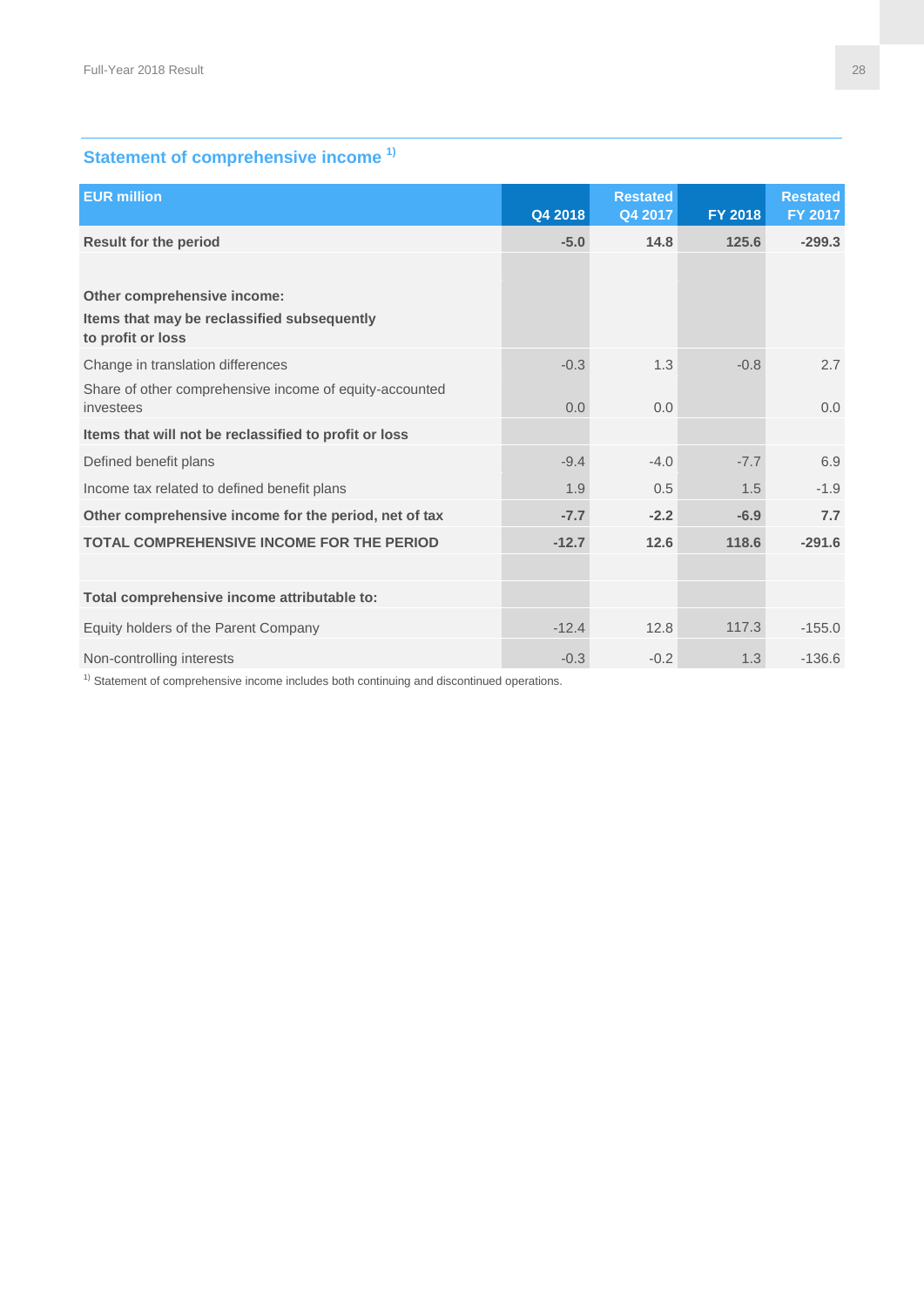## Statement of comprehensive income [1)]

| EUR million | Q4 2018 | Restated Q4 2017 | FY 2018 | Restated FY 2017 |
|---|---|---|---|---|
| **Result for the period** | **-5.0** | **14.8** | **125.6** | **-299.3** |
| | | | | |
| **Other comprehensive income:** | | | | |
| **Items that may be reclassified subsequently to profit or loss** | | | | |
| Change in translation differences | -0.3 | 1.3 | -0.8 | 2.7 |
| Share of other comprehensive income of equity-accounted investees | 0.0 | 0.0 | | 0.0 |
| **Items that will not be reclassified to profit or loss** | | | | |
| Defined benefit plans | -9.4 | -4.0 | -7.7 | 6.9 |
| Income tax related to defined benefit plans | 1.9 | 0.5 | 1.5 | -1.9 |
| **Other comprehensive income for the period, net of tax** | **-7.7** | **-2.2** | **-6.9** | **7.7** |
| **TOTAL COMPREHENSIVE INCOME FOR THE PERIOD** | **-12.7** | **12.6** | **118.6** | **-291.6** |
| | | | | |
| **Total comprehensive income attributable to:** | | | | |
| Equity holders of the Parent Company | -12.4 | 12.8 | 117.3 | -155.0 |
| Non-controlling interests | -0.3 | -0.2 | 1.3 | -136.6 |

[1)] Statement of comprehensive income includes both continuing and discontinued operations.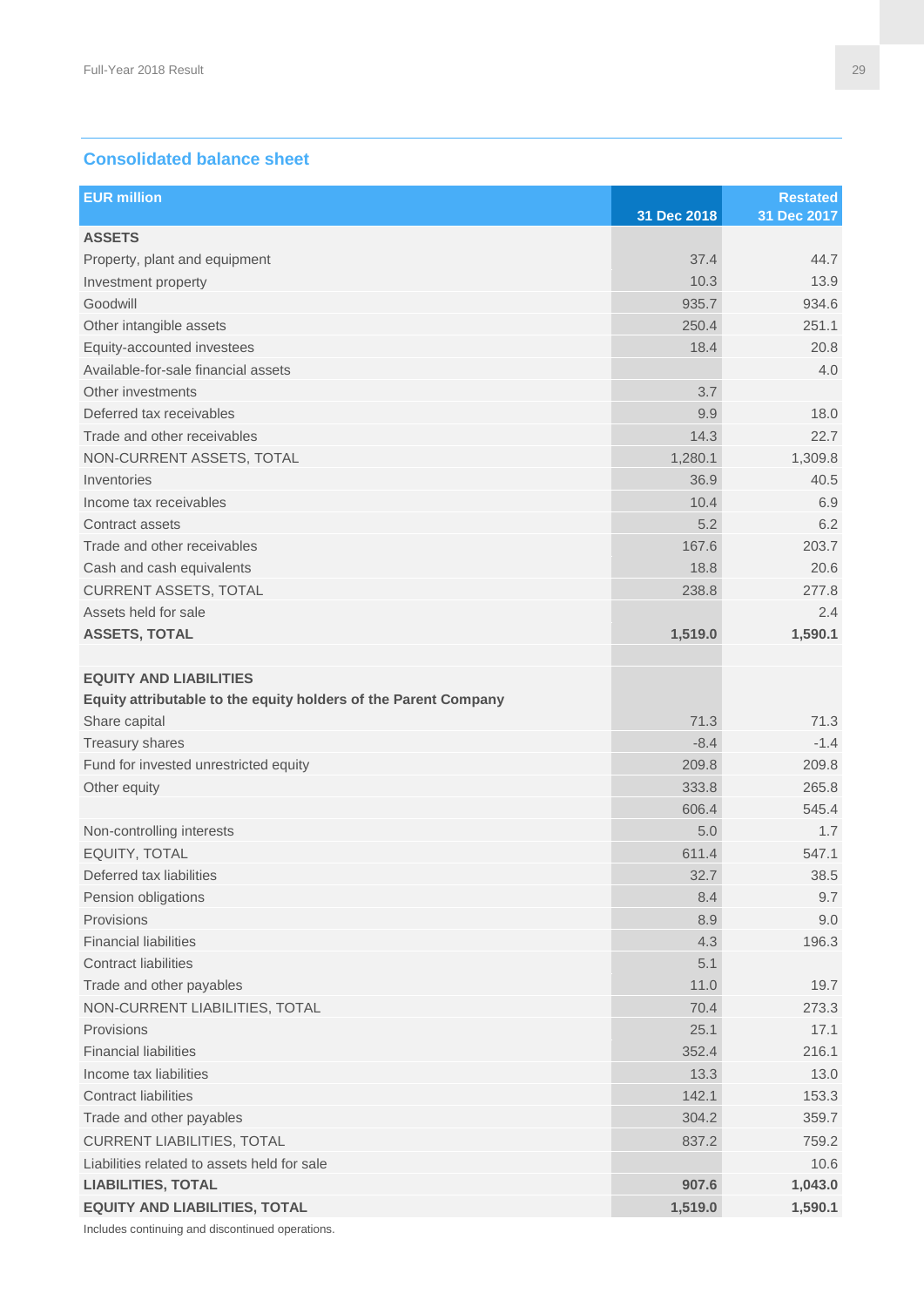## Consolidated balance sheet

| EUR million | 31 Dec 2018 | Restated 31 Dec 2017 |
|---|---|---|
| **ASSETS** | | |
| Property, plant and equipment | 37.4 | 44.7 |
| Investment property | 10.3 | 13.9 |
| Goodwill | 935.7 | 934.6 |
| Other intangible assets | 250.4 | 251.1 |
| Equity-accounted investees | 18.4 | 20.8 |
| Available-for-sale financial assets | | 4.0 |
| Other investments | 3.7 | |
| Deferred tax receivables | 9.9 | 18.0 |
| Trade and other receivables | 14.3 | 22.7 |
| NON-CURRENT ASSETS, TOTAL | 1,280.1 | 1,309.8 |
| Inventories | 36.9 | 40.5 |
| Income tax receivables | 10.4 | 6.9 |
| Contract assets | 5.2 | 6.2 |
| Trade and other receivables | 167.6 | 203.7 |
| Cash and cash equivalents | 18.8 | 20.6 |
| CURRENT ASSETS, TOTAL | 238.8 | 277.8 |
| Assets held for sale | | 2.4 |
| **ASSETS, TOTAL** | **1,519.0** | **1,590.1** |
| | | |
| **EQUITY AND LIABILITIES** | | |
| **Equity attributable to the equity holders of the Parent Company** | | |
| Share capital | 71.3 | 71.3 |
| Treasury shares | -8.4 | -1.4 |
| Fund for invested unrestricted equity | 209.8 | 209.8 |
| Other equity | 333.8 | 265.8 |
| | 606.4 | 545.4 |
| Non-controlling interests | 5.0 | 1.7 |
| EQUITY, TOTAL | 611.4 | 547.1 |
| Deferred tax liabilities | 32.7 | 38.5 |
| Pension obligations | 8.4 | 9.7 |
| Provisions | 8.9 | 9.0 |
| Financial liabilities | 4.3 | 196.3 |
| Contract liabilities | 5.1 | |
| Trade and other payables | 11.0 | 19.7 |
| NON-CURRENT LIABILITIES, TOTAL | 70.4 | 273.3 |
| Provisions | 25.1 | 17.1 |
| Financial liabilities | 352.4 | 216.1 |
| Income tax liabilities | 13.3 | 13.0 |
| Contract liabilities | 142.1 | 153.3 |
| Trade and other payables | 304.2 | 359.7 |
| CURRENT LIABILITIES, TOTAL | 837.2 | 759.2 |
| Liabilities related to assets held for sale | | 10.6 |
| **LIABILITIES, TOTAL** | **907.6** | **1,043.0** |
| **EQUITY AND LIABILITIES, TOTAL** | **1,519.0** | **1,590.1** |

Includes continuing and discontinued operations.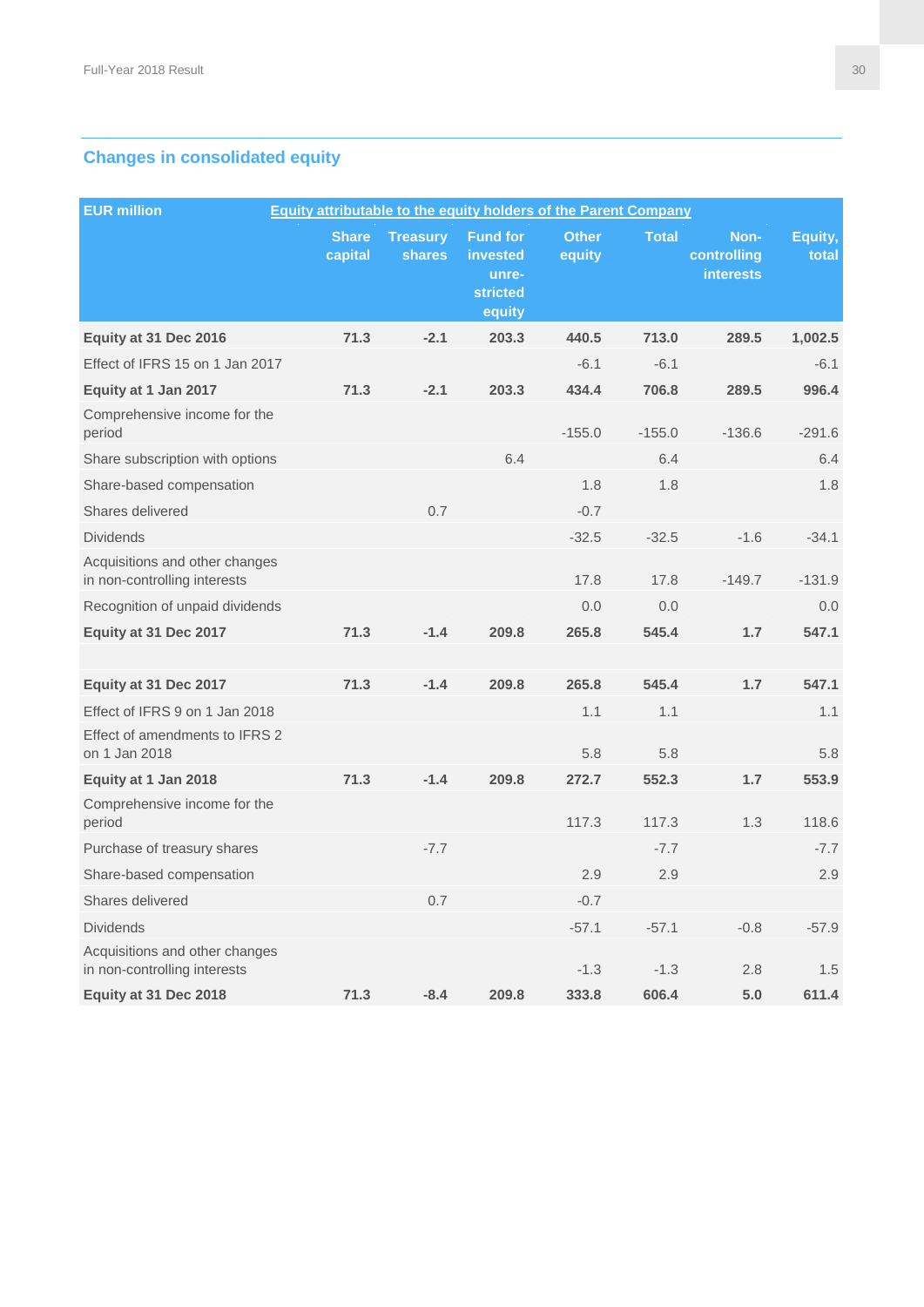## Changes in consolidated equity

| EUR million | Equity attributable to the equity holders of the Parent Company | | | | | | |
|---|---|---|---|---|---|---|---|
| | Share capital | Treasury shares | Fund for invested unre-stricted equity | Other equity | Total | Non-controlling interests | Equity, total |
| **Equity at 31 Dec 2016** | **71.3** | **-2.1** | **203.3** | **440.5** | **713.0** | **289.5** | **1,002.5** |
| Effect of IFRS 15 on 1 Jan 2017 | | | | -6.1 | -6.1 | | -6.1 |
| **Equity at 1 Jan 2017** | **71.3** | **-2.1** | **203.3** | **434.4** | **706.8** | **289.5** | **996.4** |
| Comprehensive income for the period | | | | -155.0 | -155.0 | -136.6 | -291.6 |
| Share subscription with options | | | 6.4 | | 6.4 | | 6.4 |
| Share-based compensation | | | | 1.8 | 1.8 | | 1.8 |
| Shares delivered | | 0.7 | | -0.7 | | | |
| Dividends | | | | -32.5 | -32.5 | -1.6 | -34.1 |
| Acquisitions and other changes in non-controlling interests | | | | 17.8 | 17.8 | -149.7 | -131.9 |
| Recognition of unpaid dividends | | | | 0.0 | 0.0 | | 0.0 |
| **Equity at 31 Dec 2017** | **71.3** | **-1.4** | **209.8** | **265.8** | **545.4** | **1.7** | **547.1** |
| | | | | | | | |
| **Equity at 31 Dec 2017** | **71.3** | **-1.4** | **209.8** | **265.8** | **545.4** | **1.7** | **547.1** |
| Effect of IFRS 9 on 1 Jan 2018 | | | | 1.1 | 1.1 | | 1.1 |
| Effect of amendments to IFRS 2 on 1 Jan 2018 | | | | 5.8 | 5.8 | | 5.8 |
| **Equity at 1 Jan 2018** | **71.3** | **-1.4** | **209.8** | **272.7** | **552.3** | **1.7** | **553.9** |
| Comprehensive income for the period | | | | 117.3 | 117.3 | 1.3 | 118.6 |
| Purchase of treasury shares | | -7.7 | | | -7.7 | | -7.7 |
| Share-based compensation | | | | 2.9 | 2.9 | | 2.9 |
| Shares delivered | | 0.7 | | -0.7 | | | |
| Dividends | | | | -57.1 | -57.1 | -0.8 | -57.9 |
| Acquisitions and other changes in non-controlling interests | | | | -1.3 | -1.3 | 2.8 | 1.5 |
| **Equity at 31 Dec 2018** | **71.3** | **-8.4** | **209.8** | **333.8** | **606.4** | **5.0** | **611.4** |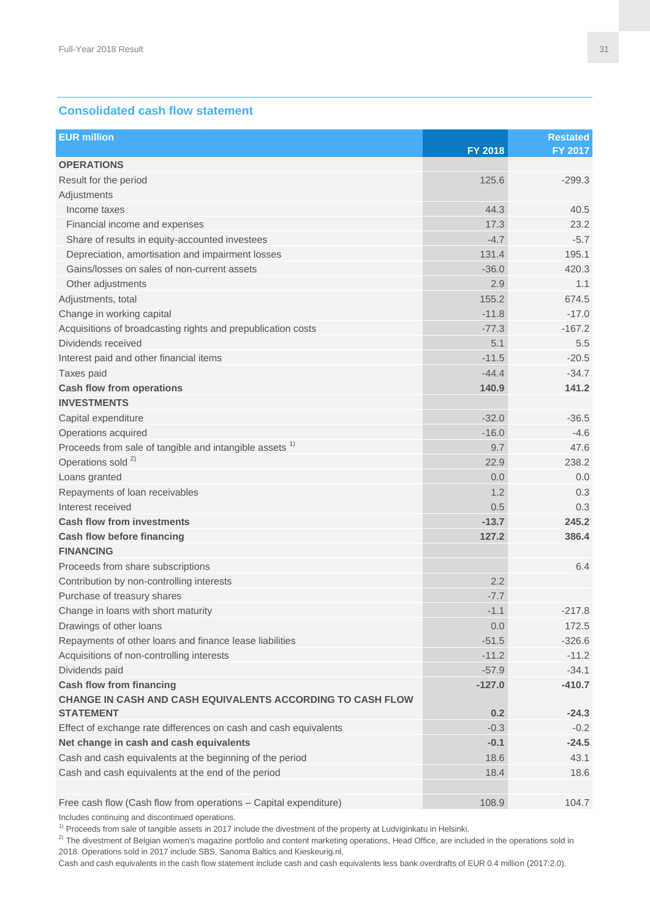## Consolidated cash flow statement

| EUR million | FY 2018 | Restated FY 2017 |
|---|---|---|
| **OPERATIONS** | | |
| Result for the period | 125.6 | -299.3 |
| Adjustments | | |
| Income taxes | 44.3 | 40.5 |
| Financial income and expenses | 17.3 | 23.2 |
| Share of results in equity-accounted investees | -4.7 | -5.7 |
| Depreciation, amortisation and impairment losses | 131.4 | 195.1 |
| Gains/losses on sales of non-current assets | -36.0 | 420.3 |
| Other adjustments | 2.9 | 1.1 |
| Adjustments, total | 155.2 | 674.5 |
| Change in working capital | -11.8 | -17.0 |
| Acquisitions of broadcasting rights and prepublication costs | -77.3 | -167.2 |
| Dividends received | 5.1 | 5.5 |
| Interest paid and other financial items | -11.5 | -20.5 |
| Taxes paid | -44.4 | -34.7 |
| **Cash flow from operations** | **140.9** | **141.2** |
| **INVESTMENTS** | | |
| Capital expenditure | -32.0 | -36.5 |
| Operations acquired | -16.0 | -4.6 |
| Proceeds from sale of tangible and intangible assets [1] | 9.7 | 47.6 |
| Operations sold [2] | 22.9 | 238.2 |
| Loans granted | 0.0 | 0.0 |
| Repayments of loan receivables | 1.2 | 0.3 |
| Interest received | 0.5 | 0.3 |
| **Cash flow from investments** | **-13.7** | **245.2** |
| **Cash flow before financing** | **127.2** | **386.4** |
| **FINANCING** | | |
| Proceeds from share subscriptions | | 6.4 |
| Contribution by non-controlling interests | 2.2 | |
| Purchase of treasury shares | -7.7 | |
| Change in loans with short maturity | -1.1 | -217.8 |
| Drawings of other loans | 0.0 | 172.5 |
| Repayments of other loans and finance lease liabilities | -51.5 | -326.6 |
| Acquisitions of non-controlling interests | -11.2 | -11.2 |
| Dividends paid | -57.9 | -34.1 |
| **Cash flow from financing** | **-127.0** | **-410.7** |
| **CHANGE IN CASH AND CASH EQUIVALENTS ACCORDING TO CASH FLOW STATEMENT** | **0.2** | **-24.3** |
| Effect of exchange rate differences on cash and cash equivalents | -0.3 | -0.2 |
| **Net change in cash and cash equivalents** | **-0.1** | **-24.5** |
| Cash and cash equivalents at the beginning of the period | 18.6 | 43.1 |
| Cash and cash equivalents at the end of the period | 18.4 | 18.6 |
| | | |
| Free cash flow (Cash flow from operations – Capital expenditure) | 108.9 | 104.7 |

Includes continuing and discontinued operations.

[1] Proceeds from sale of tangible assets in 2017 include the divestment of the property at Ludviginkatu in Helsinki.

[2] The divestment of Belgian women's magazine portfolio and content marketing operations, Head Office, are included in the operations sold in 2018. Operations sold in 2017 include SBS, Sanoma Baltics and Kieskeurig.nl.

Cash and cash equivalents in the cash flow statement include cash and cash equivalents less bank overdrafts of EUR 0.4 million (2017:2.0).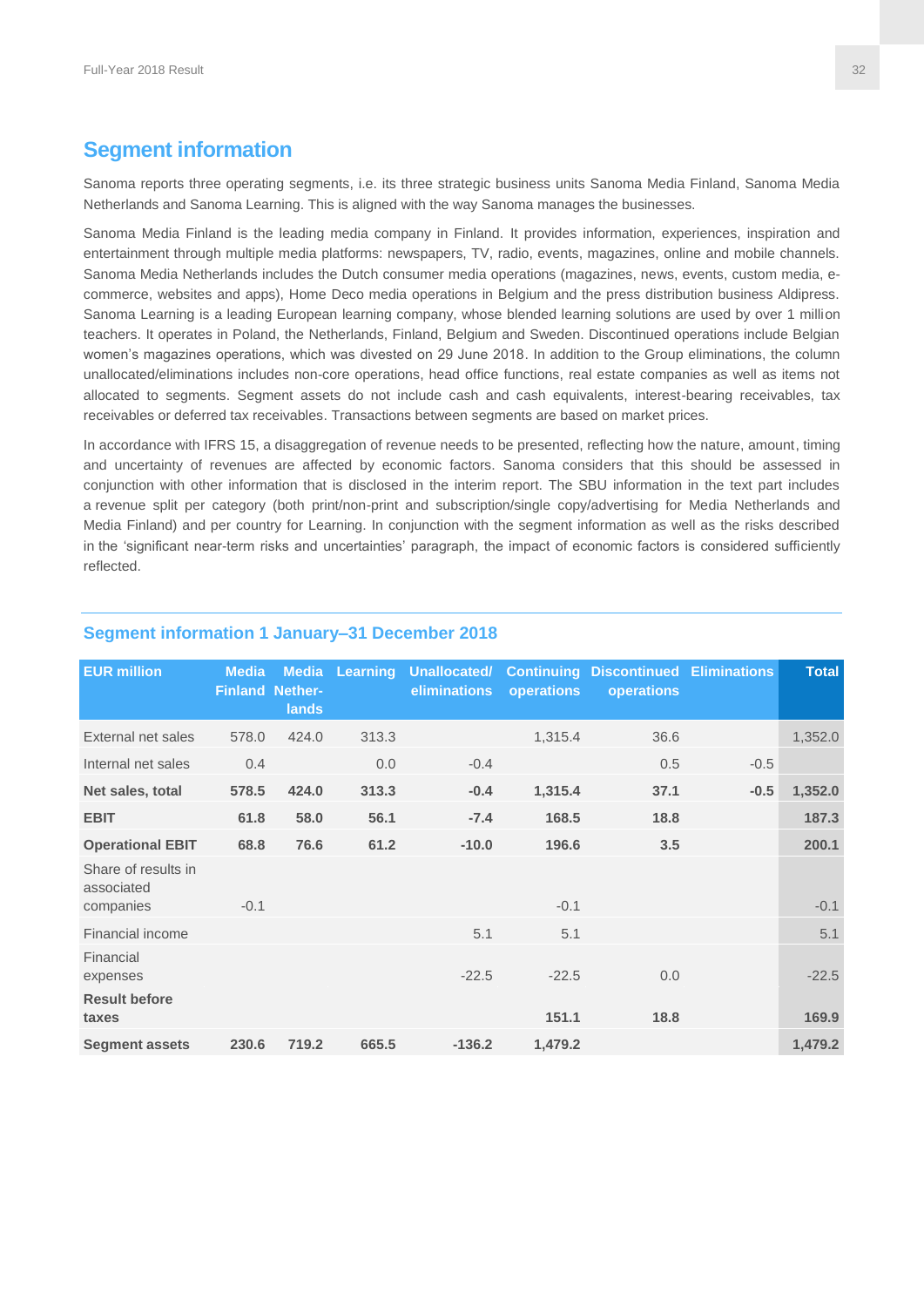## Segment information

Sanoma reports three operating segments, i.e. its three strategic business units Sanoma Media Finland, Sanoma Media Netherlands and Sanoma Learning. This is aligned with the way Sanoma manages the businesses.

Sanoma Media Finland is the leading media company in Finland. It provides information, experiences, inspiration and entertainment through multiple media platforms: newspapers, TV, radio, events, magazines, online and mobile channels. Sanoma Media Netherlands includes the Dutch consumer media operations (magazines, news, events, custom media, e-commerce, websites and apps), Home Deco media operations in Belgium and the press distribution business Aldipress. Sanoma Learning is a leading European learning company, whose blended learning solutions are used by over 1 million teachers. It operates in Poland, the Netherlands, Finland, Belgium and Sweden. Discontinued operations include Belgian women's magazines operations, which was divested on 29 June 2018. In addition to the Group eliminations, the column unallocated/eliminations includes non-core operations, head office functions, real estate companies as well as items not allocated to segments. Segment assets do not include cash and cash equivalents, interest-bearing receivables, tax receivables or deferred tax receivables. Transactions between segments are based on market prices.

In accordance with IFRS 15, a disaggregation of revenue needs to be presented, reflecting how the nature, amount, timing and uncertainty of revenues are affected by economic factors. Sanoma considers that this should be assessed in conjunction with other information that is disclosed in the interim report. The SBU information in the text part includes a revenue split per category (both print/non-print and subscription/single copy/advertising for Media Netherlands and Media Finland) and per country for Learning. In conjunction with the segment information as well as the risks described in the 'significant near-term risks and uncertainties' paragraph, the impact of economic factors is considered sufficiently reflected.

### Segment information 1 January–31 December 2018

| EUR million | Media Finland | Media Netherlands | Learning | Unallocated/ eliminations | Continuing operations | Discontinued operations | Eliminations | Total |
|---|---|---|---|---|---|---|---|---|
| External net sales | 578.0 | 424.0 | 313.3 | | 1,315.4 | 36.6 | | 1,352.0 |
| Internal net sales | 0.4 | | 0.0 | -0.4 | | 0.5 | -0.5 | |
| **Net sales, total** | **578.5** | **424.0** | **313.3** | **-0.4** | **1,315.4** | **37.1** | **-0.5** | **1,352.0** |
| **EBIT** | **61.8** | **58.0** | **56.1** | **-7.4** | **168.5** | **18.8** | | **187.3** |
| **Operational EBIT** | **68.8** | **76.6** | **61.2** | **-10.0** | **196.6** | **3.5** | | **200.1** |
| Share of results in associated companies | -0.1 | | | | -0.1 | | | -0.1 |
| Financial income | | | | 5.1 | 5.1 | | | 5.1 |
| Financial expenses | | | | -22.5 | -22.5 | 0.0 | | -22.5 |
| **Result before taxes** | | | | | **151.1** | **18.8** | | **169.9** |
| **Segment assets** | **230.6** | **719.2** | **665.5** | **-136.2** | **1,479.2** | | | **1,479.2** |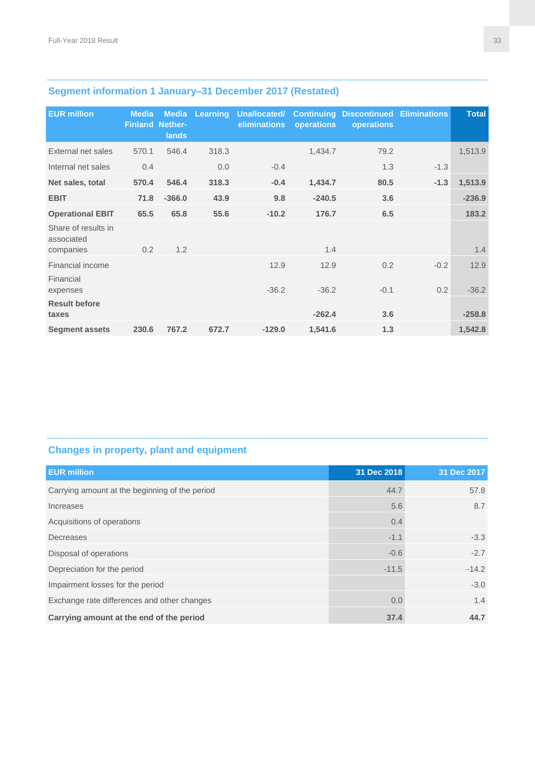## Segment information 1 January–31 December 2017 (Restated)

| EUR million | Media Finland | Media Netherlands | Learning | Unallocated/ eliminations | Continuing operations | Discontinued operations | Eliminations | Total |
|---|---|---|---|---|---|---|---|---|
| External net sales | 570.1 | 546.4 | 318.3 | | 1,434.7 | 79.2 | | 1,513.9 |
| Internal net sales | 0.4 | | 0.0 | -0.4 | | 1.3 | -1.3 | |
| **Net sales, total** | **570.4** | **546.4** | **318.3** | **-0.4** | **1,434.7** | **80.5** | **-1.3** | **1,513.9** |
| **EBIT** | **71.8** | **-366.0** | **43.9** | **9.8** | **-240.5** | **3.6** | | **-236.9** |
| **Operational EBIT** | **65.5** | **65.8** | **55.6** | **-10.2** | **176.7** | **6.5** | | **183.2** |
| Share of results in associated companies | 0.2 | 1.2 | | | 1.4 | | | 1.4 |
| Financial income | | | | 12.9 | 12.9 | 0.2 | -0.2 | 12.9 |
| Financial expenses | | | | -36.2 | -36.2 | -0.1 | 0.2 | -36.2 |
| **Result before taxes** | | | | | **-262.4** | **3.6** | | **-258.8** |
| **Segment assets** | **230.6** | **767.2** | **672.7** | **-129.0** | **1,541.6** | **1.3** | | **1,542.8** |

## Changes in property, plant and equipment

| EUR million | 31 Dec 2018 | 31 Dec 2017 |
|---|---|---|
| Carrying amount at the beginning of the period | 44.7 | 57.8 |
| Increases | 5.6 | 8.7 |
| Acquisitions of operations | 0.4 | |
| Decreases | -1.1 | -3.3 |
| Disposal of operations | -0.6 | -2.7 |
| Depreciation for the period | -11.5 | -14.2 |
| Impairment losses for the period | | -3.0 |
| Exchange rate differences and other changes | 0.0 | 1.4 |
| **Carrying amount at the end of the period** | **37.4** | **44.7** |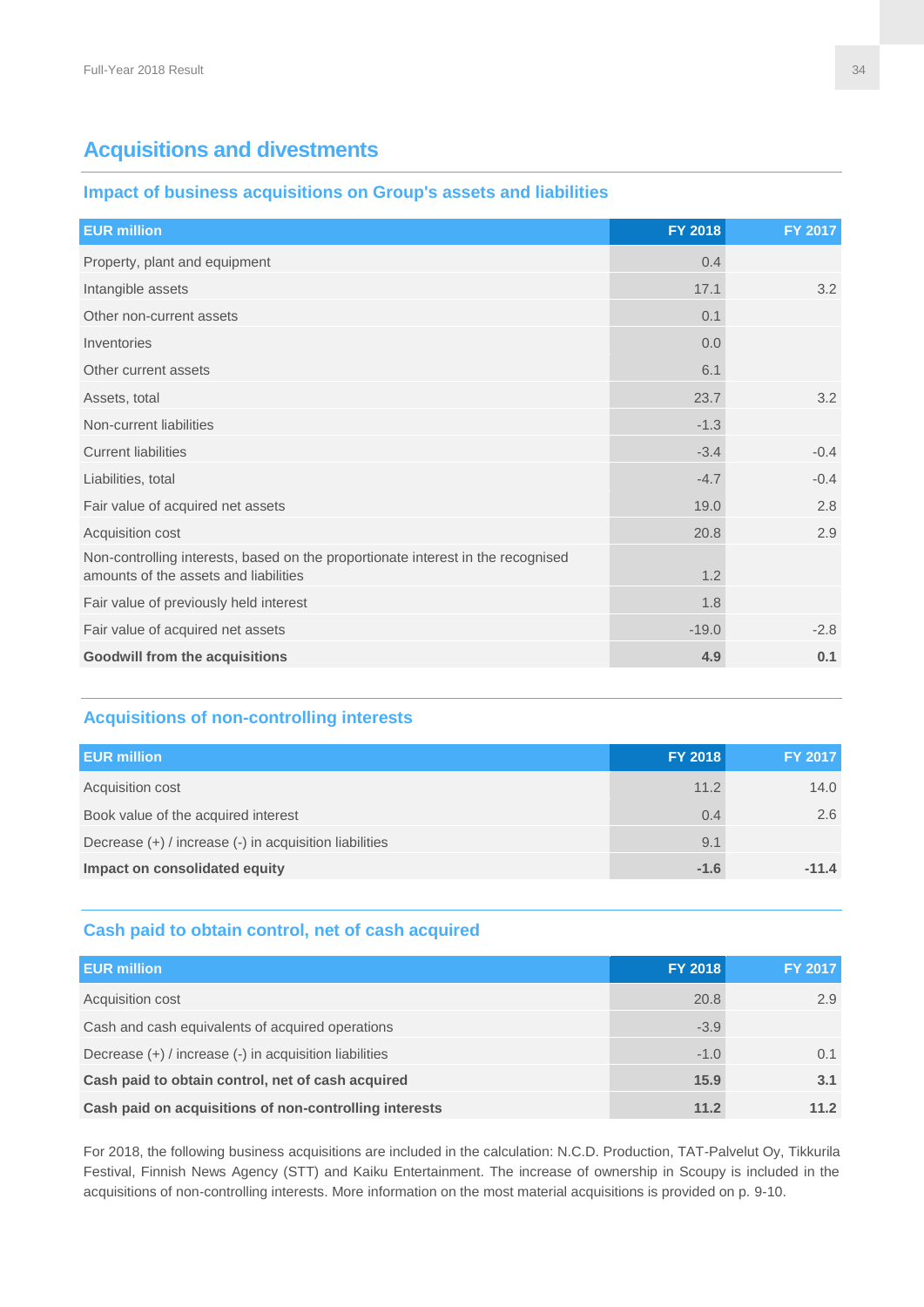## Acquisitions and divestments

### Impact of business acquisitions on Group's assets and liabilities

| EUR million | FY 2018 | FY 2017 |
|---|---|---|
| Property, plant and equipment | 0.4 | |
| Intangible assets | 17.1 | 3.2 |
| Other non-current assets | 0.1 | |
| Inventories | 0.0 | |
| Other current assets | 6.1 | |
| Assets, total | 23.7 | 3.2 |
| Non-current liabilities | -1.3 | |
| Current liabilities | -3.4 | -0.4 |
| Liabilities, total | -4.7 | -0.4 |
| Fair value of acquired net assets | 19.0 | 2.8 |
| Acquisition cost | 20.8 | 2.9 |
| Non-controlling interests, based on the proportionate interest in the recognised amounts of the assets and liabilities | 1.2 | |
| Fair value of previously held interest | 1.8 | |
| Fair value of acquired net assets | -19.0 | -2.8 |
| **Goodwill from the acquisitions** | **4.9** | **0.1** |

### Acquisitions of non-controlling interests

| EUR million | FY 2018 | FY 2017 |
|---|---|---|
| Acquisition cost | 11.2 | 14.0 |
| Book value of the acquired interest | 0.4 | 2.6 |
| Decrease (+) / increase (-) in acquisition liabilities | 9.1 | |
| **Impact on consolidated equity** | **-1.6** | **-11.4** |

### Cash paid to obtain control, net of cash acquired

| EUR million | FY 2018 | FY 2017 |
|---|---|---|
| Acquisition cost | 20.8 | 2.9 |
| Cash and cash equivalents of acquired operations | -3.9 | |
| Decrease (+) / increase (-) in acquisition liabilities | -1.0 | 0.1 |
| **Cash paid to obtain control, net of cash acquired** | **15.9** | **3.1** |
| **Cash paid on acquisitions of non-controlling interests** | **11.2** | **11.2** |

For 2018, the following business acquisitions are included in the calculation: N.C.D. Production, TAT-Palvelut Oy, Tikkurila Festival, Finnish News Agency (STT) and Kaiku Entertainment. The increase of ownership in Scoupy is included in the acquisitions of non-controlling interests. More information on the most material acquisitions is provided on p. 9-10.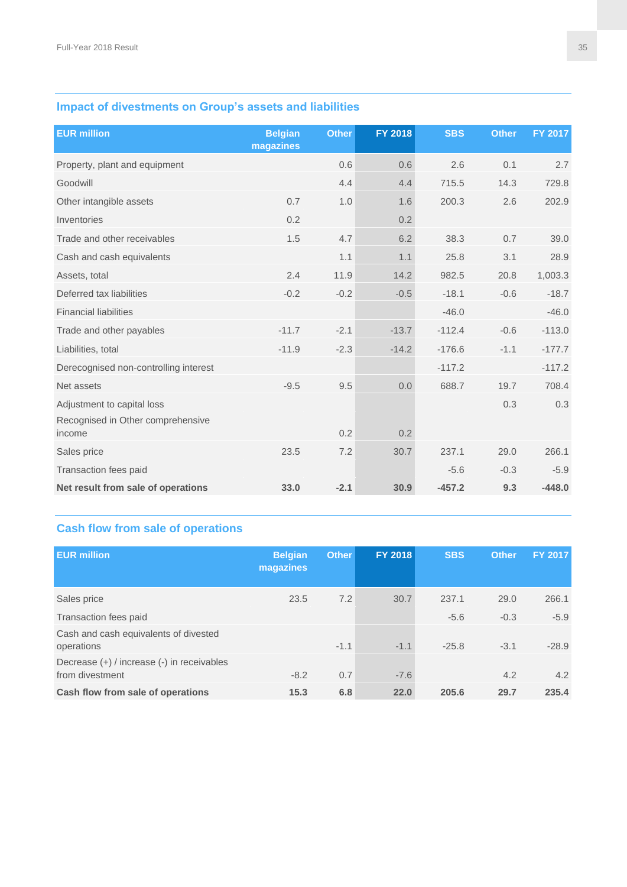## Impact of divestments on Group's assets and liabilities

| EUR million | Belgian magazines | Other | FY 2018 | SBS | Other | FY 2017 |
|---|---|---|---|---|---|---|
| Property, plant and equipment | | 0.6 | 0.6 | 2.6 | 0.1 | 2.7 |
| Goodwill | | 4.4 | 4.4 | 715.5 | 14.3 | 729.8 |
| Other intangible assets | 0.7 | 1.0 | 1.6 | 200.3 | 2.6 | 202.9 |
| Inventories | 0.2 | | 0.2 | | | |
| Trade and other receivables | 1.5 | 4.7 | 6.2 | 38.3 | 0.7 | 39.0 |
| Cash and cash equivalents | | 1.1 | 1.1 | 25.8 | 3.1 | 28.9 |
| Assets, total | 2.4 | 11.9 | 14.2 | 982.5 | 20.8 | 1,003.3 |
| Deferred tax liabilities | -0.2 | -0.2 | -0.5 | -18.1 | -0.6 | -18.7 |
| Financial liabilities | | | | -46.0 | | -46.0 |
| Trade and other payables | -11.7 | -2.1 | -13.7 | -112.4 | -0.6 | -113.0 |
| Liabilities, total | -11.9 | -2.3 | -14.2 | -176.6 | -1.1 | -177.7 |
| Derecognised non-controlling interest | | | | -117.2 | | -117.2 |
| Net assets | -9.5 | 9.5 | 0.0 | 688.7 | 19.7 | 708.4 |
| Adjustment to capital loss | | | | | 0.3 | 0.3 |
| Recognised in Other comprehensive income | | 0.2 | 0.2 | | | |
| Sales price | 23.5 | 7.2 | 30.7 | 237.1 | 29.0 | 266.1 |
| Transaction fees paid | | | | -5.6 | -0.3 | -5.9 |
| **Net result from sale of operations** | **33.0** | **-2.1** | **30.9** | **-457.2** | **9.3** | **-448.0** |

## Cash flow from sale of operations

| EUR million | Belgian magazines | Other | FY 2018 | SBS | Other | FY 2017 |
|---|---|---|---|---|---|---|
| Sales price | 23.5 | 7.2 | 30.7 | 237.1 | 29.0 | 266.1 |
| Transaction fees paid | | | | -5.6 | -0.3 | -5.9 |
| Cash and cash equivalents of divested operations | | -1.1 | -1.1 | -25.8 | -3.1 | -28.9 |
| Decrease (+) / increase (-) in receivables from divestment | -8.2 | 0.7 | -7.6 | | 4.2 | 4.2 |
| **Cash flow from sale of operations** | **15.3** | **6.8** | **22.0** | **205.6** | **29.7** | **235.4** |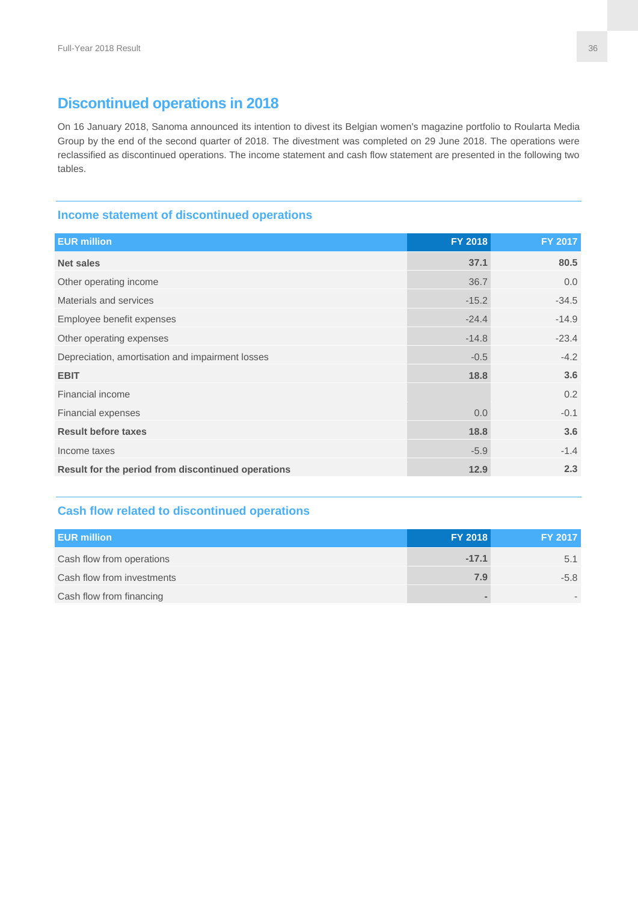## Discontinued operations in 2018

On 16 January 2018, Sanoma announced its intention to divest its Belgian women's magazine portfolio to Roularta Media Group by the end of the second quarter of 2018. The divestment was completed on 29 June 2018. The operations were reclassified as discontinued operations. The income statement and cash flow statement are presented in the following two tables.

### Income statement of discontinued operations

| EUR million | FY 2018 | FY 2017 |
|---|---|---|
| **Net sales** | **37.1** | **80.5** |
| Other operating income | 36.7 | 0.0 |
| Materials and services | -15.2 | -34.5 |
| Employee benefit expenses | -24.4 | -14.9 |
| Other operating expenses | -14.8 | -23.4 |
| Depreciation, amortisation and impairment losses | -0.5 | -4.2 |
| **EBIT** | **18.8** | **3.6** |
| Financial income | | 0.2 |
| Financial expenses | 0.0 | -0.1 |
| **Result before taxes** | **18.8** | **3.6** |
| Income taxes | -5.9 | -1.4 |
| **Result for the period from discontinued operations** | **12.9** | **2.3** |

### Cash flow related to discontinued operations

| EUR million | FY 2018 | FY 2017 |
|---|---|---|
| Cash flow from operations | -17.1 | 5.1 |
| Cash flow from investments | 7.9 | -5.8 |
| Cash flow from financing | - | - |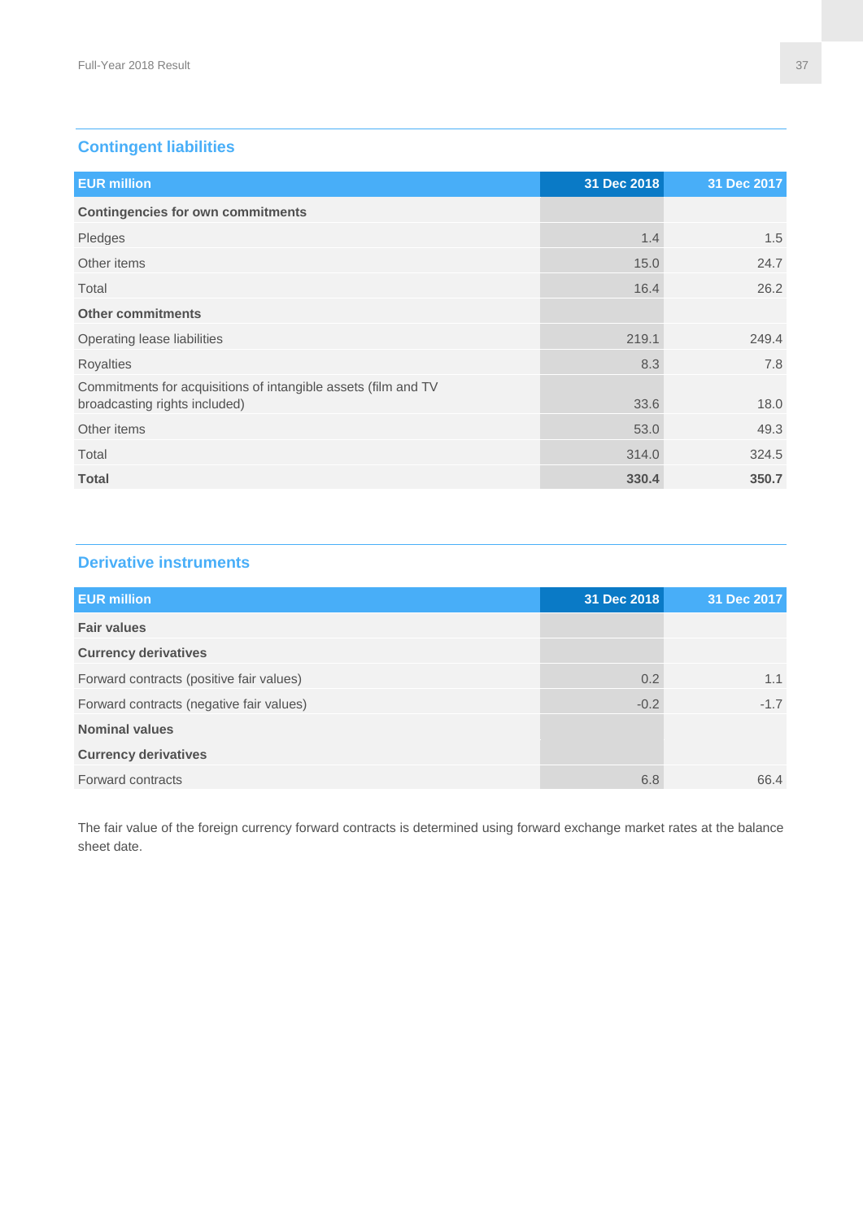## Contingent liabilities

| EUR million | 31 Dec 2018 | 31 Dec 2017 |
|---|---|---|
| **Contingencies for own commitments** | | |
| Pledges | 1.4 | 1.5 |
| Other items | 15.0 | 24.7 |
| Total | 16.4 | 26.2 |
| **Other commitments** | | |
| Operating lease liabilities | 219.1 | 249.4 |
| Royalties | 8.3 | 7.8 |
| Commitments for acquisitions of intangible assets (film and TV broadcasting rights included) | 33.6 | 18.0 |
| Other items | 53.0 | 49.3 |
| Total | 314.0 | 324.5 |
| **Total** | **330.4** | **350.7** |

## Derivative instruments

| EUR million | 31 Dec 2018 | 31 Dec 2017 |
|---|---|---|
| **Fair values** | | |
| **Currency derivatives** | | |
| Forward contracts (positive fair values) | 0.2 | 1.1 |
| Forward contracts (negative fair values) | -0.2 | -1.7 |
| **Nominal values** | | |
| **Currency derivatives** | | |
| Forward contracts | 6.8 | 66.4 |

The fair value of the foreign currency forward contracts is determined using forward exchange market rates at the balance sheet date.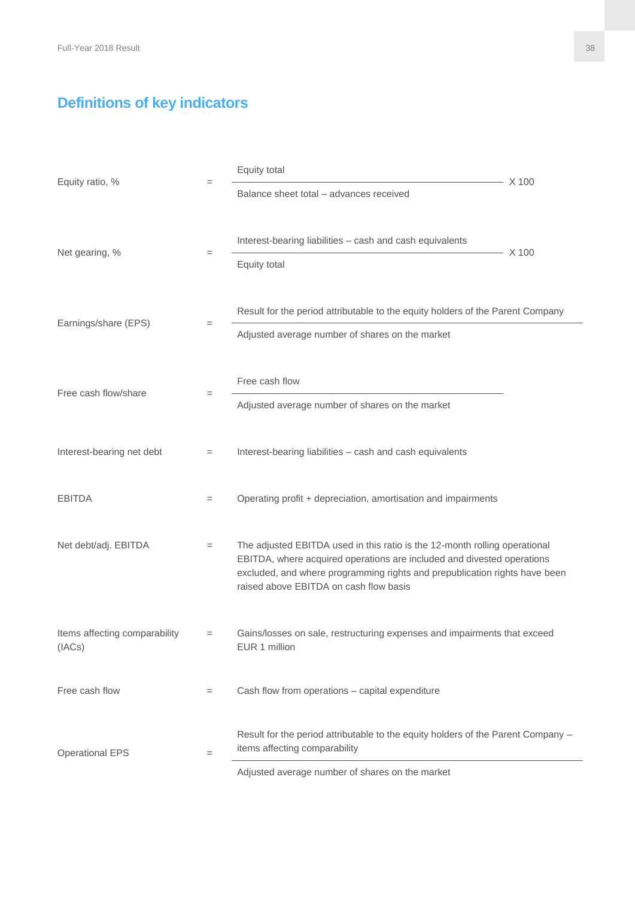# Definitions of key indicators

$$\text{Equity ratio, \%} = \frac{\text{Equity total}}{\text{Balance sheet total – advances received}} \times 100$$

$$\text{Net gearing, \%} = \frac{\text{Interest-bearing liabilities – cash and cash equivalents}}{\text{Equity total}} \times 100$$

$$\text{Earnings/share (EPS)} = \frac{\text{Result for the period attributable to the equity holders of the Parent Company}}{\text{Adjusted average number of shares on the market}}$$

$$\text{Free cash flow/share} = \frac{\text{Free cash flow}}{\text{Adjusted average number of shares on the market}}$$

Interest-bearing net debt = Interest-bearing liabilities – cash and cash equivalents

EBITDA = Operating profit + depreciation, amortisation and impairments

Net debt/adj. EBITDA = The adjusted EBITDA used in this ratio is the 12-month rolling operational EBITDA, where acquired operations are included and divested operations excluded, and where programming rights and prepublication rights have been raised above EBITDA on cash flow basis

Items affecting comparability (IACs) = Gains/losses on sale, restructuring expenses and impairments that exceed EUR 1 million

Free cash flow = Cash flow from operations – capital expenditure

$$\text{Operational EPS} = \frac{\text{Result for the period attributable to the equity holders of the Parent Company – items affecting comparability}}{\text{Adjusted average number of shares on the market}}$$